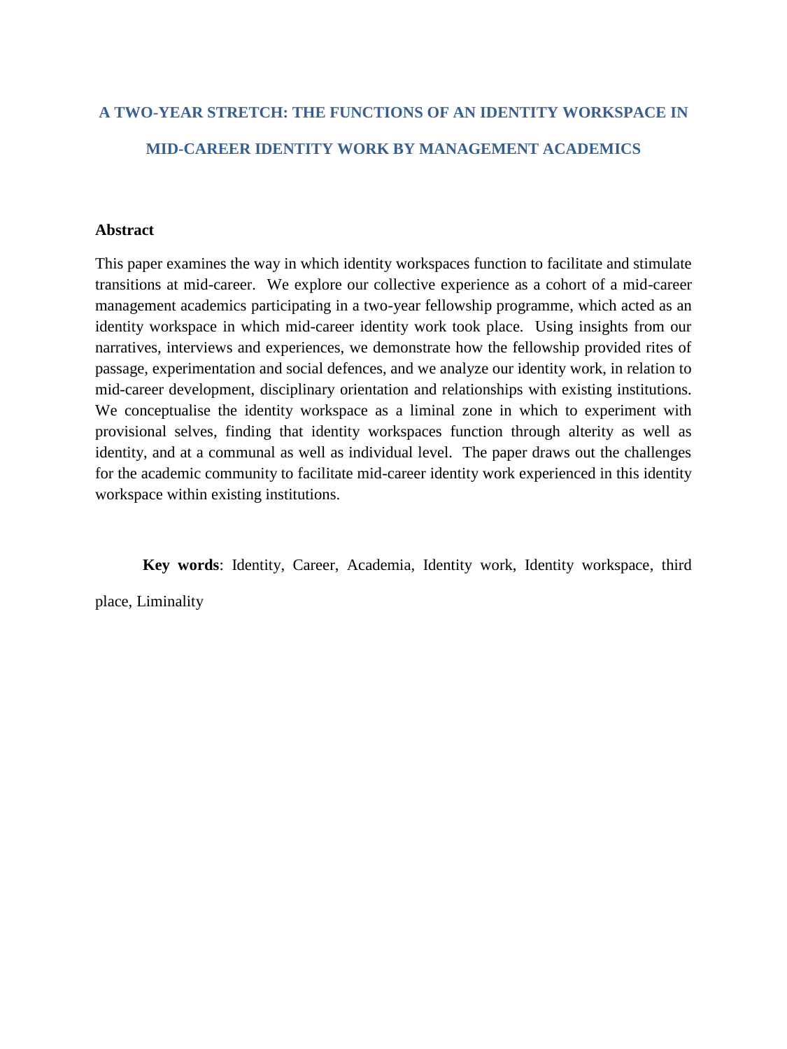# A TWO-YEAR STRETCH: THE FUNCTIONS OF AN IDENTITY WORKSPACE IN MID-CAREER IDENTITY WORK BY MANAGEMENT ACADEMICS

## Abstract

This paper examines the way in which identity workspaces function to facilitate and stimulate transitions at mid-career. We explore our collective experience as a cohort of a mid-career management academics participating in a two-year fellowship programme, which acted as an identity workspace in which mid-career identity work took place. Using insights from our narratives, interviews and experiences, we demonstrate how the fellowship provided rites of passage, experimentation and social defences, and we analyze our identity work, in relation to mid-career development, disciplinary orientation and relationships with existing institutions. We conceptualise the identity workspace as a liminal zone in which to experiment with provisional selves, finding that identity workspaces function through alterity as well as identity, and at a communal as well as individual level. The paper draws out the challenges for the academic community to facilitate mid-career identity work experienced in this identity workspace within existing institutions.

**Key words**: Identity, Career, Academia, Identity work, Identity workspace, third place, Liminality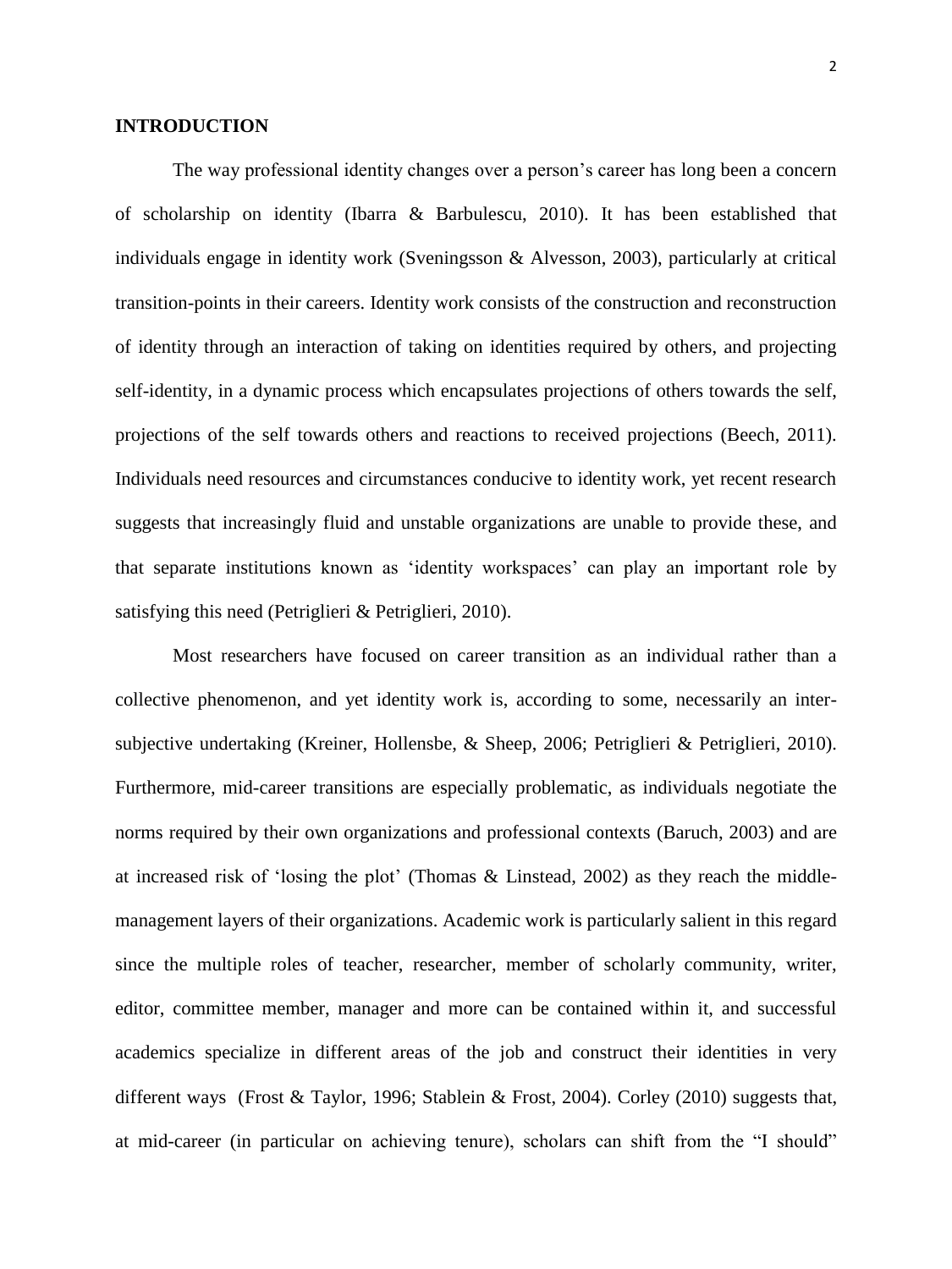## INTRODUCTION

The way professional identity changes over a person's career has long been a concern of scholarship on identity (Ibarra & Barbulescu, 2010). It has been established that individuals engage in identity work (Sveningsson & Alvesson, 2003), particularly at critical transition-points in their careers. Identity work consists of the construction and reconstruction of identity through an interaction of taking on identities required by others, and projecting self-identity, in a dynamic process which encapsulates projections of others towards the self, projections of the self towards others and reactions to received projections (Beech, 2011). Individuals need resources and circumstances conducive to identity work, yet recent research suggests that increasingly fluid and unstable organizations are unable to provide these, and that separate institutions known as 'identity workspaces' can play an important role by satisfying this need (Petriglieri & Petriglieri, 2010).

Most researchers have focused on career transition as an individual rather than a collective phenomenon, and yet identity work is, according to some, necessarily an inter-subjective undertaking (Kreiner, Hollensbe, & Sheep, 2006; Petriglieri & Petriglieri, 2010). Furthermore, mid-career transitions are especially problematic, as individuals negotiate the norms required by their own organizations and professional contexts (Baruch, 2003) and are at increased risk of 'losing the plot' (Thomas & Linstead, 2002) as they reach the middle-management layers of their organizations. Academic work is particularly salient in this regard since the multiple roles of teacher, researcher, member of scholarly community, writer, editor, committee member, manager and more can be contained within it, and successful academics specialize in different areas of the job and construct their identities in very different ways (Frost & Taylor, 1996; Stablein & Frost, 2004). Corley (2010) suggests that, at mid-career (in particular on achieving tenure), scholars can shift from the "I should"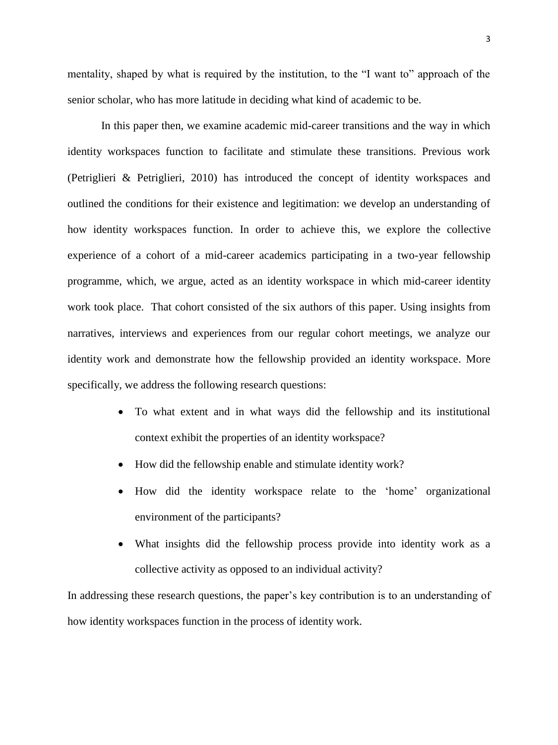mentality, shaped by what is required by the institution, to the "I want to" approach of the senior scholar, who has more latitude in deciding what kind of academic to be.

In this paper then, we examine academic mid-career transitions and the way in which identity workspaces function to facilitate and stimulate these transitions. Previous work (Petriglieri & Petriglieri, 2010) has introduced the concept of identity workspaces and outlined the conditions for their existence and legitimation: we develop an understanding of how identity workspaces function. In order to achieve this, we explore the collective experience of a cohort of a mid-career academics participating in a two-year fellowship programme, which, we argue, acted as an identity workspace in which mid-career identity work took place. That cohort consisted of the six authors of this paper. Using insights from narratives, interviews and experiences from our regular cohort meetings, we analyze our identity work and demonstrate how the fellowship provided an identity workspace. More specifically, we address the following research questions:

- To what extent and in what ways did the fellowship and its institutional context exhibit the properties of an identity workspace?
- How did the fellowship enable and stimulate identity work?
- How did the identity workspace relate to the 'home' organizational environment of the participants?
- What insights did the fellowship process provide into identity work as a collective activity as opposed to an individual activity?

In addressing these research questions, the paper's key contribution is to an understanding of how identity workspaces function in the process of identity work.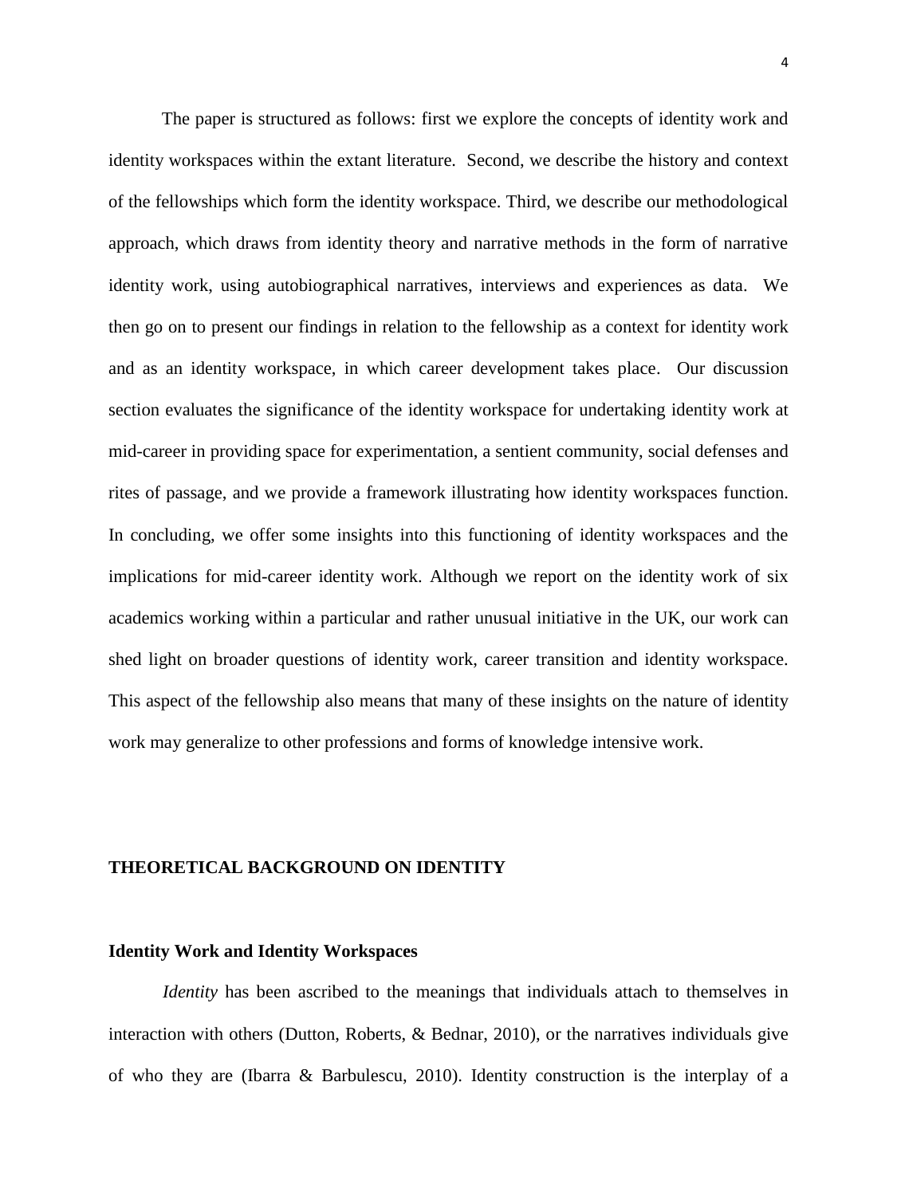The paper is structured as follows: first we explore the concepts of identity work and identity workspaces within the extant literature. Second, we describe the history and context of the fellowships which form the identity workspace. Third, we describe our methodological approach, which draws from identity theory and narrative methods in the form of narrative identity work, using autobiographical narratives, interviews and experiences as data. We then go on to present our findings in relation to the fellowship as a context for identity work and as an identity workspace, in which career development takes place. Our discussion section evaluates the significance of the identity workspace for undertaking identity work at mid-career in providing space for experimentation, a sentient community, social defenses and rites of passage, and we provide a framework illustrating how identity workspaces function. In concluding, we offer some insights into this functioning of identity workspaces and the implications for mid-career identity work. Although we report on the identity work of six academics working within a particular and rather unusual initiative in the UK, our work can shed light on broader questions of identity work, career transition and identity workspace. This aspect of the fellowship also means that many of these insights on the nature of identity work may generalize to other professions and forms of knowledge intensive work.

## THEORETICAL BACKGROUND ON IDENTITY

### Identity Work and Identity Workspaces

*Identity* has been ascribed to the meanings that individuals attach to themselves in interaction with others (Dutton, Roberts, & Bednar, 2010), or the narratives individuals give of who they are (Ibarra & Barbulescu, 2010). Identity construction is the interplay of a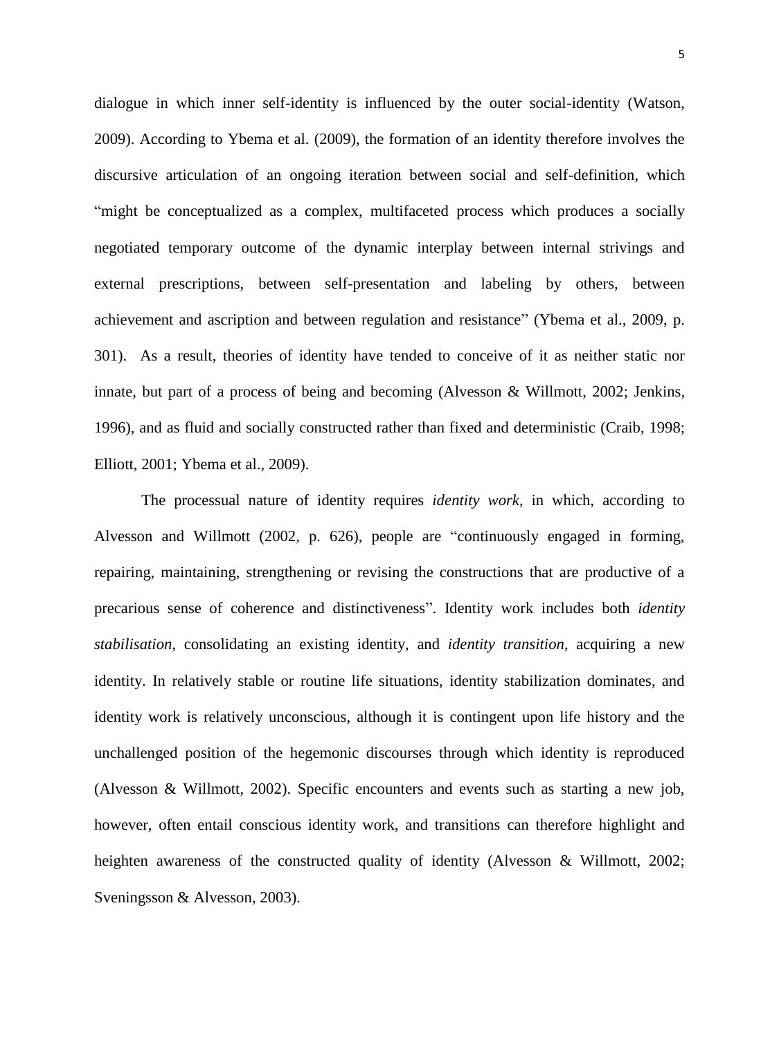dialogue in which inner self-identity is influenced by the outer social-identity (Watson, 2009). According to Ybema et al. (2009), the formation of an identity therefore involves the discursive articulation of an ongoing iteration between social and self-definition, which "might be conceptualized as a complex, multifaceted process which produces a socially negotiated temporary outcome of the dynamic interplay between internal strivings and external prescriptions, between self-presentation and labeling by others, between achievement and ascription and between regulation and resistance" (Ybema et al., 2009, p. 301). As a result, theories of identity have tended to conceive of it as neither static nor innate, but part of a process of being and becoming (Alvesson & Willmott, 2002; Jenkins, 1996), and as fluid and socially constructed rather than fixed and deterministic (Craib, 1998; Elliott, 2001; Ybema et al., 2009).

The processual nature of identity requires *identity work*, in which, according to Alvesson and Willmott (2002, p. 626), people are "continuously engaged in forming, repairing, maintaining, strengthening or revising the constructions that are productive of a precarious sense of coherence and distinctiveness". Identity work includes both *identity stabilisation*, consolidating an existing identity, and *identity transition*, acquiring a new identity. In relatively stable or routine life situations, identity stabilization dominates, and identity work is relatively unconscious, although it is contingent upon life history and the unchallenged position of the hegemonic discourses through which identity is reproduced (Alvesson & Willmott, 2002). Specific encounters and events such as starting a new job, however, often entail conscious identity work, and transitions can therefore highlight and heighten awareness of the constructed quality of identity (Alvesson & Willmott, 2002; Sveningsson & Alvesson, 2003).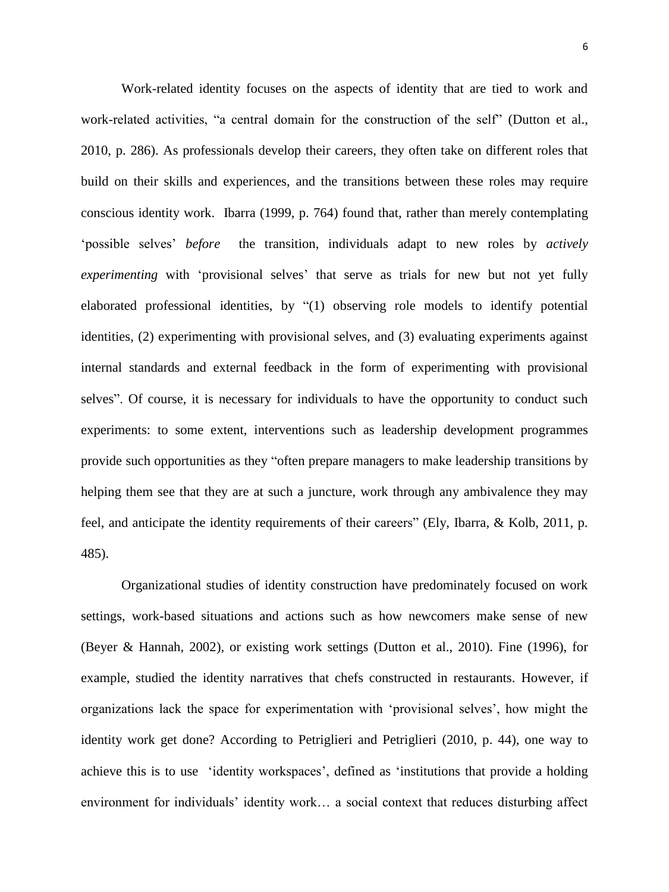Work-related identity focuses on the aspects of identity that are tied to work and work-related activities, "a central domain for the construction of the self" (Dutton et al., 2010, p. 286). As professionals develop their careers, they often take on different roles that build on their skills and experiences, and the transitions between these roles may require conscious identity work. Ibarra (1999, p. 764) found that, rather than merely contemplating 'possible selves' *before* the transition, individuals adapt to new roles by *actively experimenting* with 'provisional selves' that serve as trials for new but not yet fully elaborated professional identities, by "(1) observing role models to identify potential identities, (2) experimenting with provisional selves, and (3) evaluating experiments against internal standards and external feedback in the form of experimenting with provisional selves". Of course, it is necessary for individuals to have the opportunity to conduct such experiments: to some extent, interventions such as leadership development programmes provide such opportunities as they "often prepare managers to make leadership transitions by helping them see that they are at such a juncture, work through any ambivalence they may feel, and anticipate the identity requirements of their careers" (Ely, Ibarra, & Kolb, 2011, p. 485).

Organizational studies of identity construction have predominately focused on work settings, work-based situations and actions such as how newcomers make sense of new (Beyer & Hannah, 2002), or existing work settings (Dutton et al., 2010). Fine (1996), for example, studied the identity narratives that chefs constructed in restaurants. However, if organizations lack the space for experimentation with 'provisional selves', how might the identity work get done? According to Petriglieri and Petriglieri (2010, p. 44), one way to achieve this is to use 'identity workspaces', defined as 'institutions that provide a holding environment for individuals' identity work… a social context that reduces disturbing affect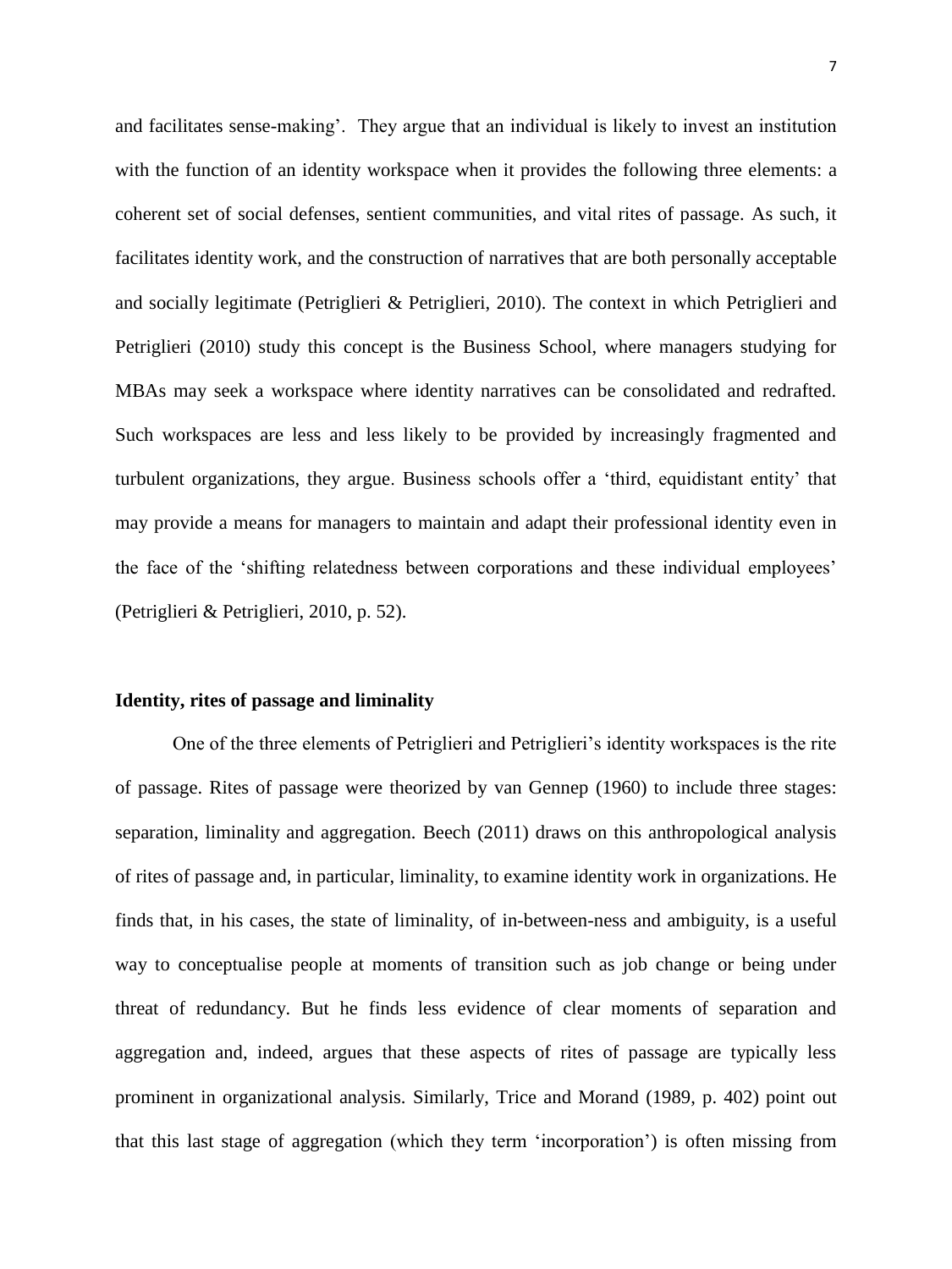and facilitates sense-making'. They argue that an individual is likely to invest an institution with the function of an identity workspace when it provides the following three elements: a coherent set of social defenses, sentient communities, and vital rites of passage. As such, it facilitates identity work, and the construction of narratives that are both personally acceptable and socially legitimate (Petriglieri & Petriglieri, 2010). The context in which Petriglieri and Petriglieri (2010) study this concept is the Business School, where managers studying for MBAs may seek a workspace where identity narratives can be consolidated and redrafted. Such workspaces are less and less likely to be provided by increasingly fragmented and turbulent organizations, they argue. Business schools offer a 'third, equidistant entity' that may provide a means for managers to maintain and adapt their professional identity even in the face of the 'shifting relatedness between corporations and these individual employees' (Petriglieri & Petriglieri, 2010, p. 52).

**Identity, rites of passage and liminality**

One of the three elements of Petriglieri and Petriglieri's identity workspaces is the rite of passage. Rites of passage were theorized by van Gennep (1960) to include three stages: separation, liminality and aggregation. Beech (2011) draws on this anthropological analysis of rites of passage and, in particular, liminality, to examine identity work in organizations. He finds that, in his cases, the state of liminality, of in-between-ness and ambiguity, is a useful way to conceptualise people at moments of transition such as job change or being under threat of redundancy. But he finds less evidence of clear moments of separation and aggregation and, indeed, argues that these aspects of rites of passage are typically less prominent in organizational analysis. Similarly, Trice and Morand (1989, p. 402) point out that this last stage of aggregation (which they term 'incorporation') is often missing from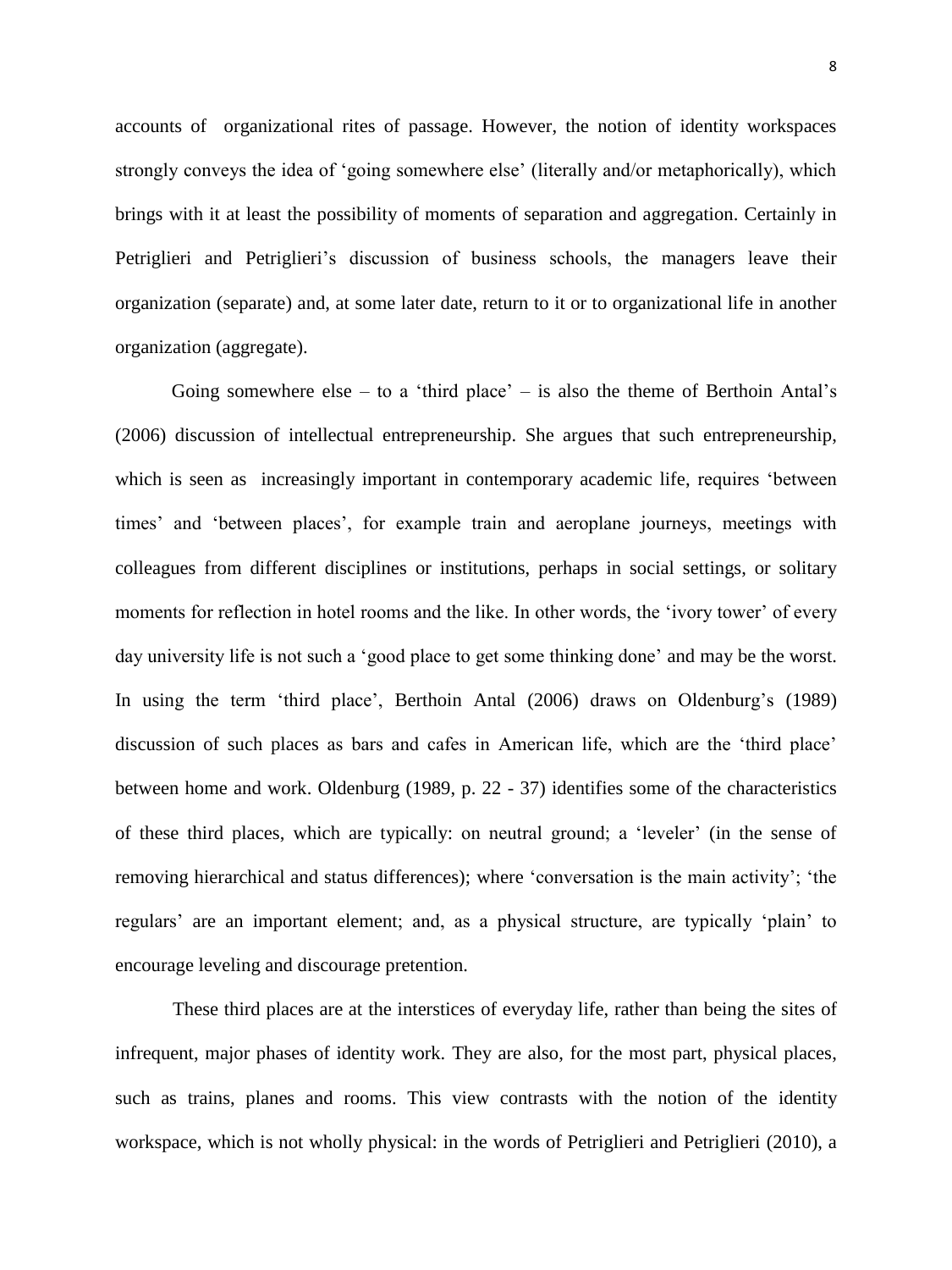accounts of organizational rites of passage. However, the notion of identity workspaces strongly conveys the idea of 'going somewhere else' (literally and/or metaphorically), which brings with it at least the possibility of moments of separation and aggregation. Certainly in Petriglieri and Petriglieri's discussion of business schools, the managers leave their organization (separate) and, at some later date, return to it or to organizational life in another organization (aggregate).

Going somewhere else – to a 'third place' – is also the theme of Berthoin Antal's (2006) discussion of intellectual entrepreneurship. She argues that such entrepreneurship, which is seen as increasingly important in contemporary academic life, requires 'between times' and 'between places', for example train and aeroplane journeys, meetings with colleagues from different disciplines or institutions, perhaps in social settings, or solitary moments for reflection in hotel rooms and the like. In other words, the 'ivory tower' of every day university life is not such a 'good place to get some thinking done' and may be the worst. In using the term 'third place', Berthoin Antal (2006) draws on Oldenburg's (1989) discussion of such places as bars and cafes in American life, which are the 'third place' between home and work. Oldenburg (1989, p. 22 - 37) identifies some of the characteristics of these third places, which are typically: on neutral ground; a 'leveler' (in the sense of removing hierarchical and status differences); where 'conversation is the main activity'; 'the regulars' are an important element; and, as a physical structure, are typically 'plain' to encourage leveling and discourage pretention.

These third places are at the interstices of everyday life, rather than being the sites of infrequent, major phases of identity work. They are also, for the most part, physical places, such as trains, planes and rooms. This view contrasts with the notion of the identity workspace, which is not wholly physical: in the words of Petriglieri and Petriglieri (2010), a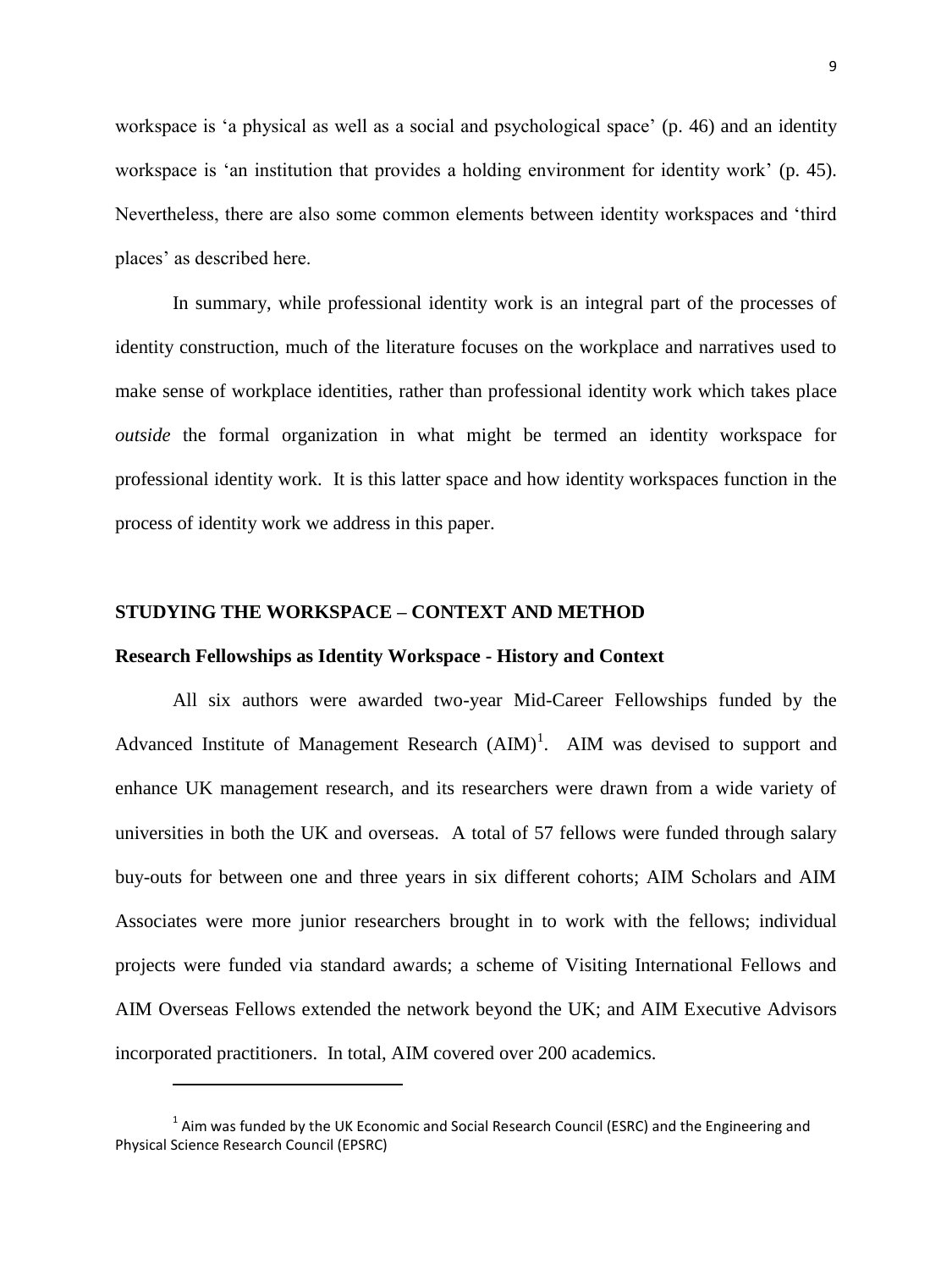workspace is 'a physical as well as a social and psychological space' (p. 46) and an identity workspace is 'an institution that provides a holding environment for identity work' (p. 45). Nevertheless, there are also some common elements between identity workspaces and 'third places' as described here.

In summary, while professional identity work is an integral part of the processes of identity construction, much of the literature focuses on the workplace and narratives used to make sense of workplace identities, rather than professional identity work which takes place *outside* the formal organization in what might be termed an identity workspace for professional identity work. It is this latter space and how identity workspaces function in the process of identity work we address in this paper.

## STUDYING THE WORKSPACE – CONTEXT AND METHOD

### Research Fellowships as Identity Workspace - History and Context

All six authors were awarded two-year Mid-Career Fellowships funded by the Advanced Institute of Management Research (AIM)[1]. AIM was devised to support and enhance UK management research, and its researchers were drawn from a wide variety of universities in both the UK and overseas. A total of 57 fellows were funded through salary buy-outs for between one and three years in six different cohorts; AIM Scholars and AIM Associates were more junior researchers brought in to work with the fellows; individual projects were funded via standard awards; a scheme of Visiting International Fellows and AIM Overseas Fellows extended the network beyond the UK; and AIM Executive Advisors incorporated practitioners. In total, AIM covered over 200 academics.

[1] Aim was funded by the UK Economic and Social Research Council (ESRC) and the Engineering and Physical Science Research Council (EPSRC)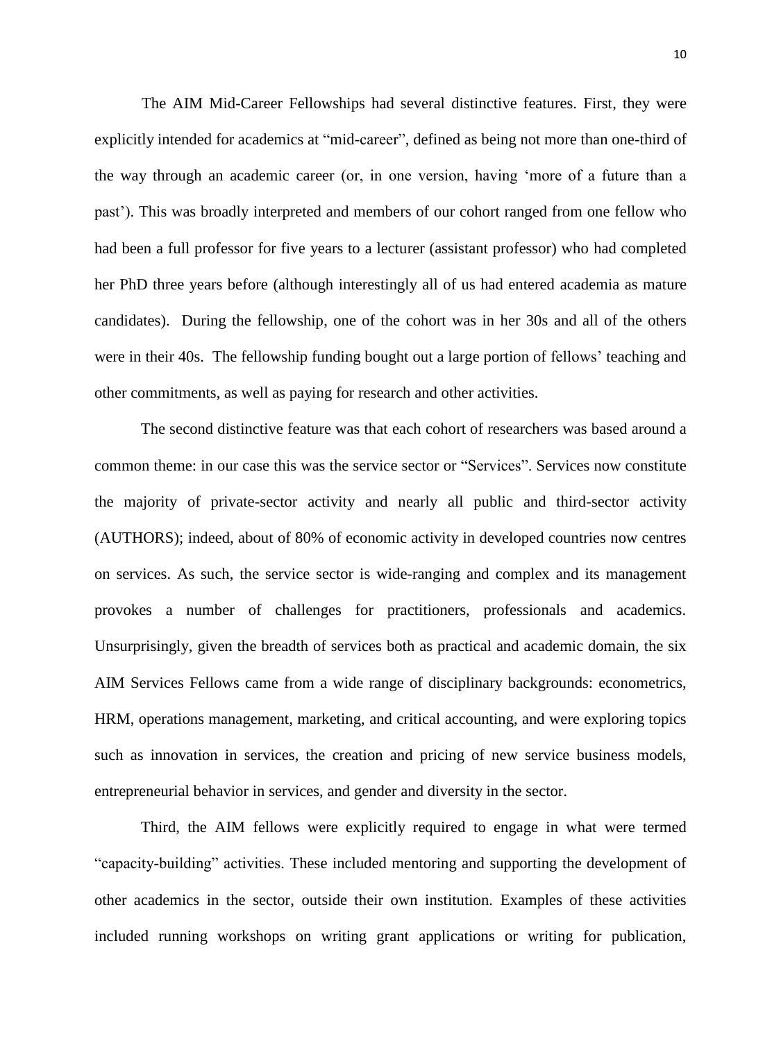The AIM Mid-Career Fellowships had several distinctive features. First, they were explicitly intended for academics at "mid-career", defined as being not more than one-third of the way through an academic career (or, in one version, having 'more of a future than a past'). This was broadly interpreted and members of our cohort ranged from one fellow who had been a full professor for five years to a lecturer (assistant professor) who had completed her PhD three years before (although interestingly all of us had entered academia as mature candidates). During the fellowship, one of the cohort was in her 30s and all of the others were in their 40s. The fellowship funding bought out a large portion of fellows' teaching and other commitments, as well as paying for research and other activities.

The second distinctive feature was that each cohort of researchers was based around a common theme: in our case this was the service sector or "Services". Services now constitute the majority of private-sector activity and nearly all public and third-sector activity (AUTHORS); indeed, about of 80% of economic activity in developed countries now centres on services. As such, the service sector is wide-ranging and complex and its management provokes a number of challenges for practitioners, professionals and academics. Unsurprisingly, given the breadth of services both as practical and academic domain, the six AIM Services Fellows came from a wide range of disciplinary backgrounds: econometrics, HRM, operations management, marketing, and critical accounting, and were exploring topics such as innovation in services, the creation and pricing of new service business models, entrepreneurial behavior in services, and gender and diversity in the sector.

Third, the AIM fellows were explicitly required to engage in what were termed "capacity-building" activities. These included mentoring and supporting the development of other academics in the sector, outside their own institution. Examples of these activities included running workshops on writing grant applications or writing for publication,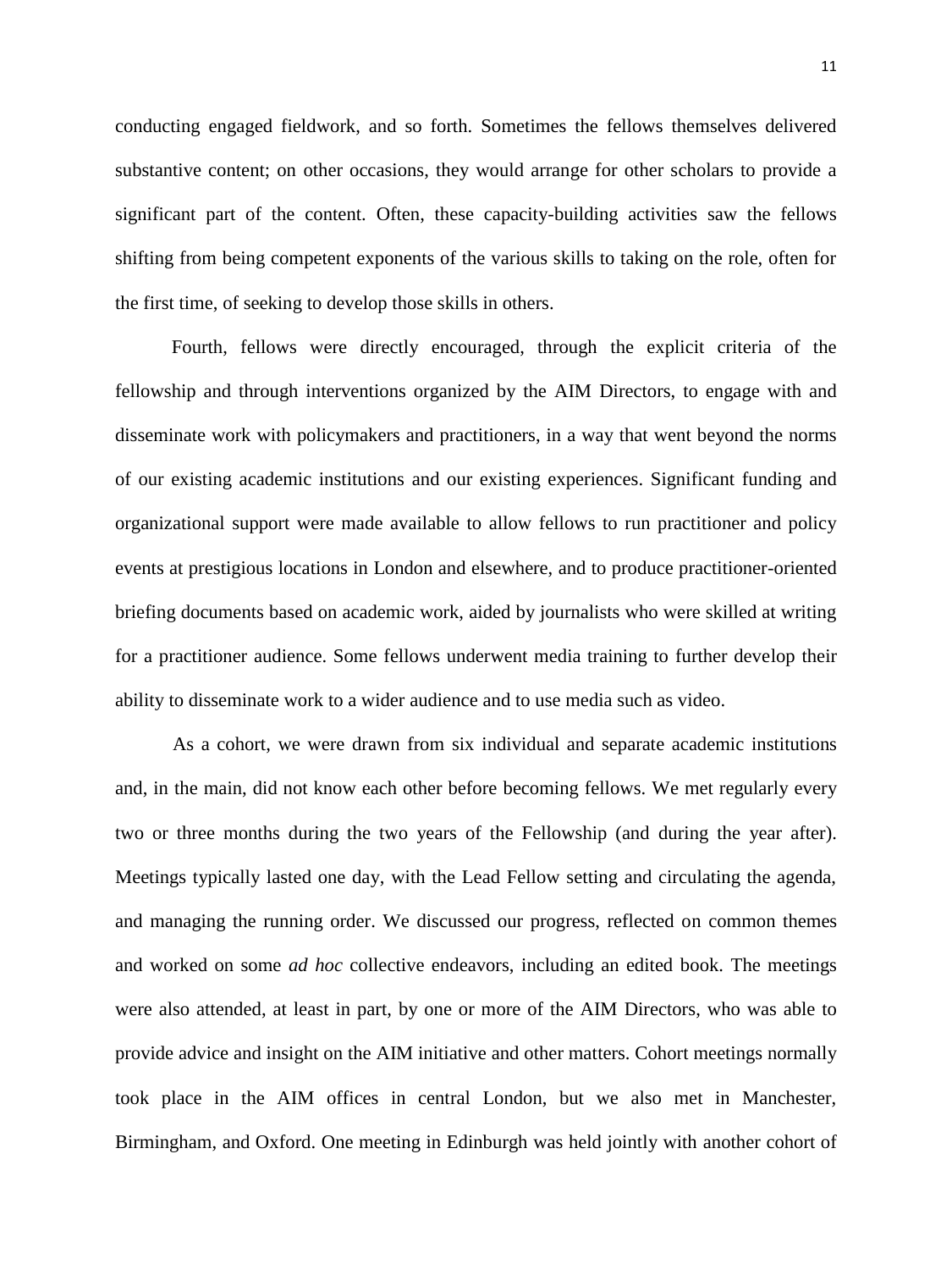conducting engaged fieldwork, and so forth. Sometimes the fellows themselves delivered substantive content; on other occasions, they would arrange for other scholars to provide a significant part of the content. Often, these capacity-building activities saw the fellows shifting from being competent exponents of the various skills to taking on the role, often for the first time, of seeking to develop those skills in others.

Fourth, fellows were directly encouraged, through the explicit criteria of the fellowship and through interventions organized by the AIM Directors, to engage with and disseminate work with policymakers and practitioners, in a way that went beyond the norms of our existing academic institutions and our existing experiences. Significant funding and organizational support were made available to allow fellows to run practitioner and policy events at prestigious locations in London and elsewhere, and to produce practitioner-oriented briefing documents based on academic work, aided by journalists who were skilled at writing for a practitioner audience. Some fellows underwent media training to further develop their ability to disseminate work to a wider audience and to use media such as video.

As a cohort, we were drawn from six individual and separate academic institutions and, in the main, did not know each other before becoming fellows. We met regularly every two or three months during the two years of the Fellowship (and during the year after). Meetings typically lasted one day, with the Lead Fellow setting and circulating the agenda, and managing the running order. We discussed our progress, reflected on common themes and worked on some *ad hoc* collective endeavors, including an edited book. The meetings were also attended, at least in part, by one or more of the AIM Directors, who was able to provide advice and insight on the AIM initiative and other matters. Cohort meetings normally took place in the AIM offices in central London, but we also met in Manchester, Birmingham, and Oxford. One meeting in Edinburgh was held jointly with another cohort of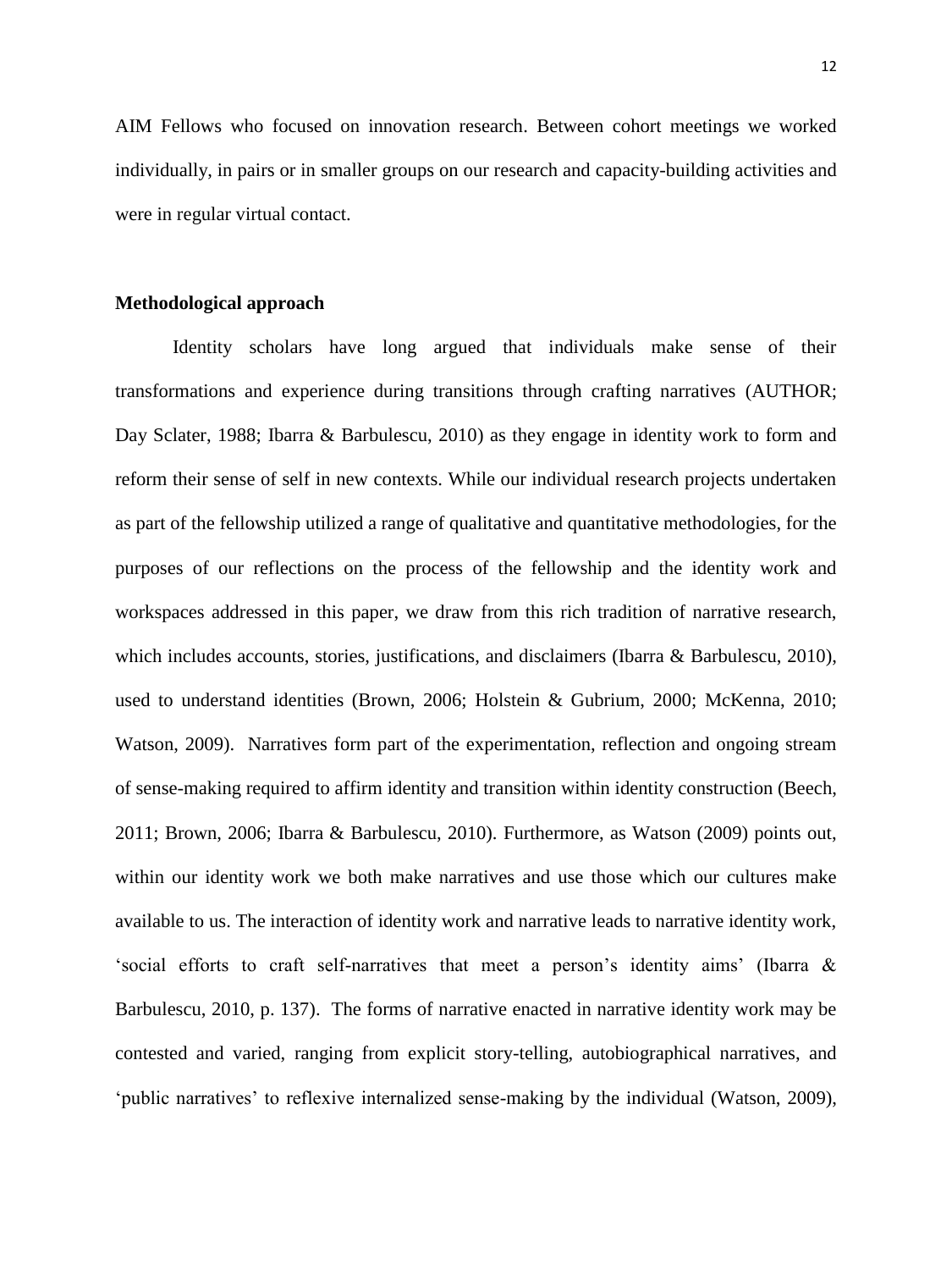AIM Fellows who focused on innovation research. Between cohort meetings we worked individually, in pairs or in smaller groups on our research and capacity-building activities and were in regular virtual contact.

**Methodological approach**

Identity scholars have long argued that individuals make sense of their transformations and experience during transitions through crafting narratives (AUTHOR; Day Sclater, 1988; Ibarra & Barbulescu, 2010) as they engage in identity work to form and reform their sense of self in new contexts. While our individual research projects undertaken as part of the fellowship utilized a range of qualitative and quantitative methodologies, for the purposes of our reflections on the process of the fellowship and the identity work and workspaces addressed in this paper, we draw from this rich tradition of narrative research, which includes accounts, stories, justifications, and disclaimers (Ibarra & Barbulescu, 2010), used to understand identities (Brown, 2006; Holstein & Gubrium, 2000; McKenna, 2010; Watson, 2009). Narratives form part of the experimentation, reflection and ongoing stream of sense-making required to affirm identity and transition within identity construction (Beech, 2011; Brown, 2006; Ibarra & Barbulescu, 2010). Furthermore, as Watson (2009) points out, within our identity work we both make narratives and use those which our cultures make available to us. The interaction of identity work and narrative leads to narrative identity work, 'social efforts to craft self-narratives that meet a person's identity aims' (Ibarra & Barbulescu, 2010, p. 137). The forms of narrative enacted in narrative identity work may be contested and varied, ranging from explicit story-telling, autobiographical narratives, and 'public narratives' to reflexive internalized sense-making by the individual (Watson, 2009),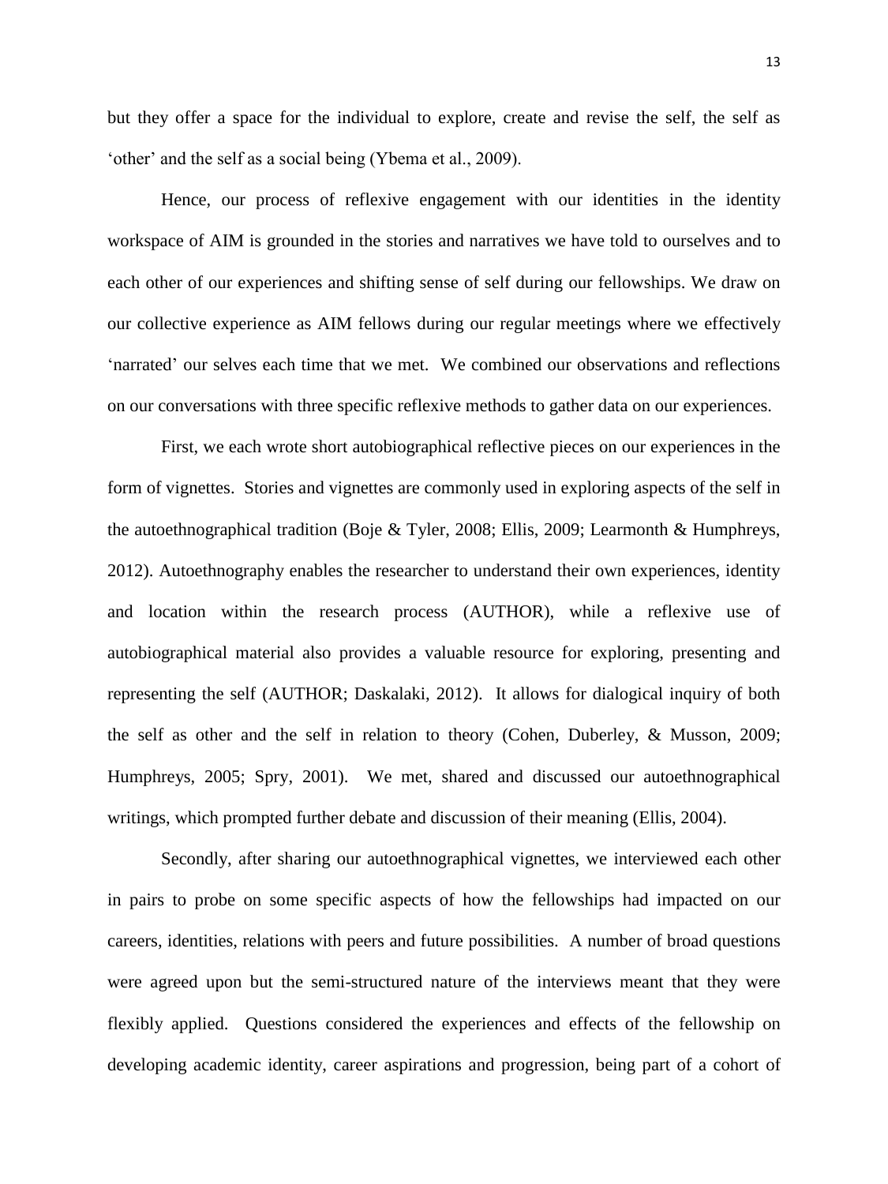but they offer a space for the individual to explore, create and revise the self, the self as 'other' and the self as a social being (Ybema et al., 2009).

Hence, our process of reflexive engagement with our identities in the identity workspace of AIM is grounded in the stories and narratives we have told to ourselves and to each other of our experiences and shifting sense of self during our fellowships. We draw on our collective experience as AIM fellows during our regular meetings where we effectively 'narrated' our selves each time that we met. We combined our observations and reflections on our conversations with three specific reflexive methods to gather data on our experiences.

First, we each wrote short autobiographical reflective pieces on our experiences in the form of vignettes. Stories and vignettes are commonly used in exploring aspects of the self in the autoethnographical tradition (Boje & Tyler, 2008; Ellis, 2009; Learmonth & Humphreys, 2012). Autoethnography enables the researcher to understand their own experiences, identity and location within the research process (AUTHOR), while a reflexive use of autobiographical material also provides a valuable resource for exploring, presenting and representing the self (AUTHOR; Daskalaki, 2012). It allows for dialogical inquiry of both the self as other and the self in relation to theory (Cohen, Duberley, & Musson, 2009; Humphreys, 2005; Spry, 2001). We met, shared and discussed our autoethnographical writings, which prompted further debate and discussion of their meaning (Ellis, 2004).

Secondly, after sharing our autoethnographical vignettes, we interviewed each other in pairs to probe on some specific aspects of how the fellowships had impacted on our careers, identities, relations with peers and future possibilities. A number of broad questions were agreed upon but the semi-structured nature of the interviews meant that they were flexibly applied. Questions considered the experiences and effects of the fellowship on developing academic identity, career aspirations and progression, being part of a cohort of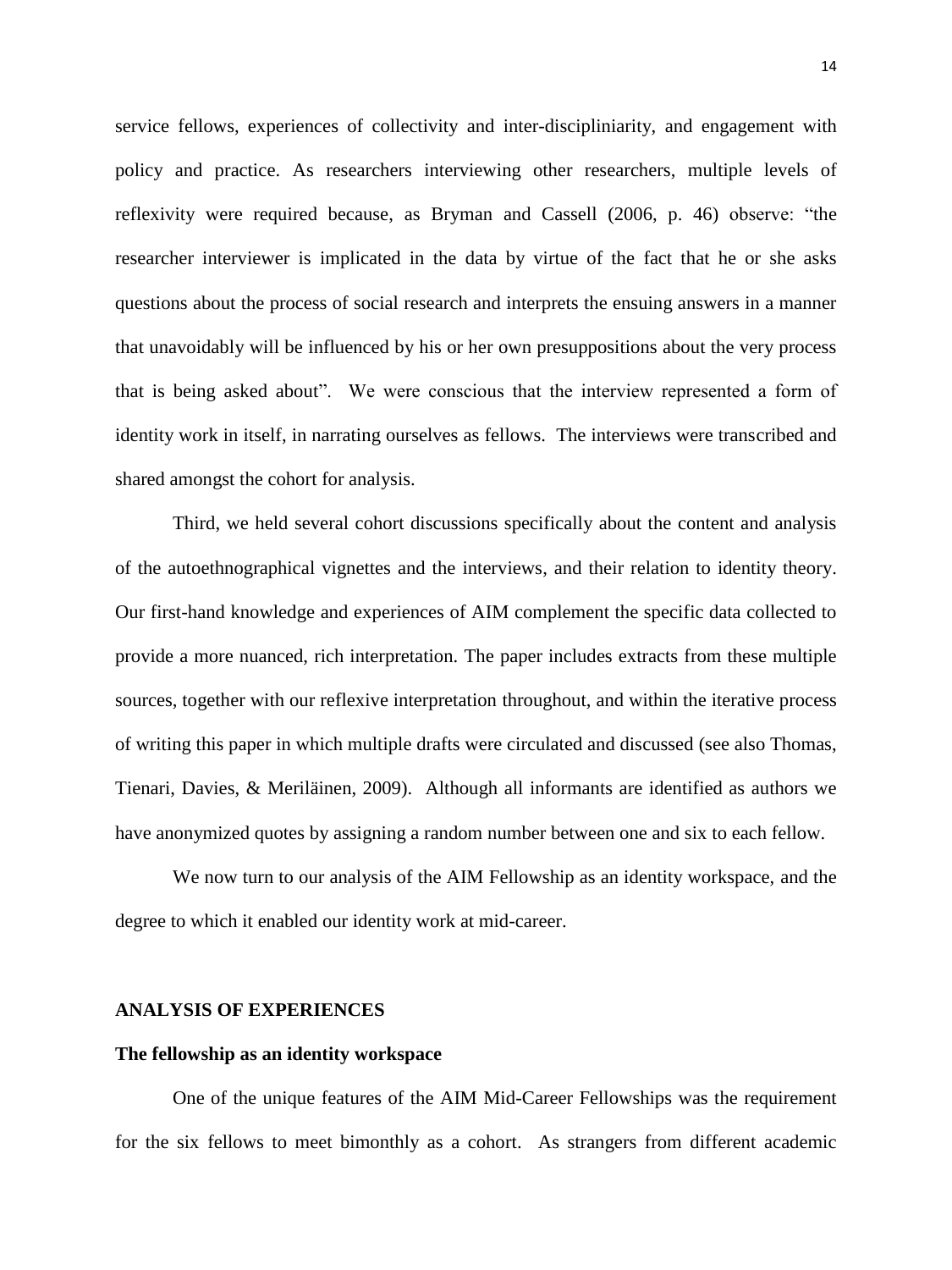service fellows, experiences of collectivity and inter-discipliniarity, and engagement with policy and practice. As researchers interviewing other researchers, multiple levels of reflexivity were required because, as Bryman and Cassell (2006, p. 46) observe: "the researcher interviewer is implicated in the data by virtue of the fact that he or she asks questions about the process of social research and interprets the ensuing answers in a manner that unavoidably will be influenced by his or her own presuppositions about the very process that is being asked about". We were conscious that the interview represented a form of identity work in itself, in narrating ourselves as fellows. The interviews were transcribed and shared amongst the cohort for analysis.

Third, we held several cohort discussions specifically about the content and analysis of the autoethnographical vignettes and the interviews, and their relation to identity theory. Our first-hand knowledge and experiences of AIM complement the specific data collected to provide a more nuanced, rich interpretation. The paper includes extracts from these multiple sources, together with our reflexive interpretation throughout, and within the iterative process of writing this paper in which multiple drafts were circulated and discussed (see also Thomas, Tienari, Davies, & Meriläinen, 2009). Although all informants are identified as authors we have anonymized quotes by assigning a random number between one and six to each fellow.

We now turn to our analysis of the AIM Fellowship as an identity workspace, and the degree to which it enabled our identity work at mid-career.

## ANALYSIS OF EXPERIENCES

### The fellowship as an identity workspace

One of the unique features of the AIM Mid-Career Fellowships was the requirement for the six fellows to meet bimonthly as a cohort. As strangers from different academic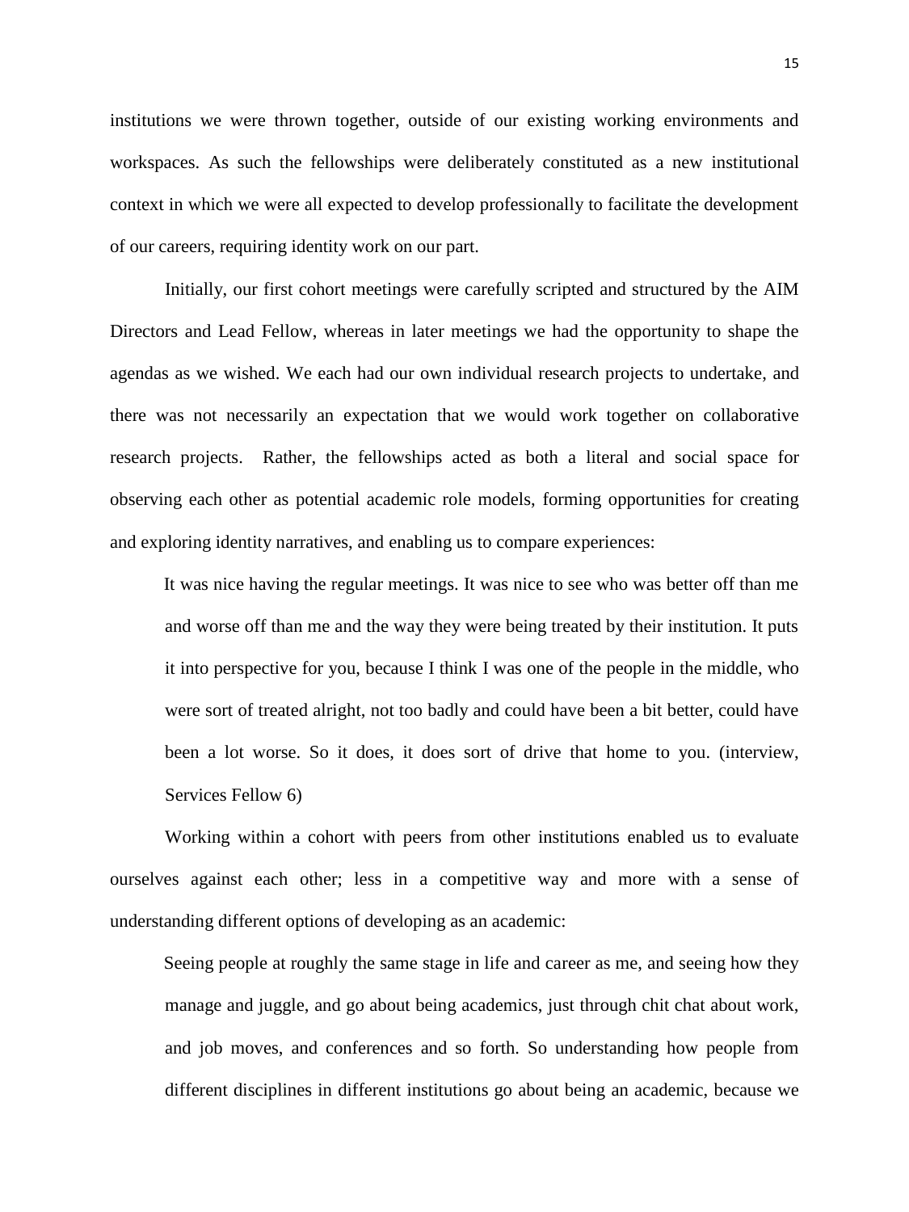institutions we were thrown together, outside of our existing working environments and workspaces. As such the fellowships were deliberately constituted as a new institutional context in which we were all expected to develop professionally to facilitate the development of our careers, requiring identity work on our part.

Initially, our first cohort meetings were carefully scripted and structured by the AIM Directors and Lead Fellow, whereas in later meetings we had the opportunity to shape the agendas as we wished. We each had our own individual research projects to undertake, and there was not necessarily an expectation that we would work together on collaborative research projects. Rather, the fellowships acted as both a literal and social space for observing each other as potential academic role models, forming opportunities for creating and exploring identity narratives, and enabling us to compare experiences:

> It was nice having the regular meetings. It was nice to see who was better off than me and worse off than me and the way they were being treated by their institution. It puts it into perspective for you, because I think I was one of the people in the middle, who were sort of treated alright, not too badly and could have been a bit better, could have been a lot worse. So it does, it does sort of drive that home to you. (interview, Services Fellow 6)

Working within a cohort with peers from other institutions enabled us to evaluate ourselves against each other; less in a competitive way and more with a sense of understanding different options of developing as an academic:

> Seeing people at roughly the same stage in life and career as me, and seeing how they manage and juggle, and go about being academics, just through chit chat about work, and job moves, and conferences and so forth. So understanding how people from different disciplines in different institutions go about being an academic, because we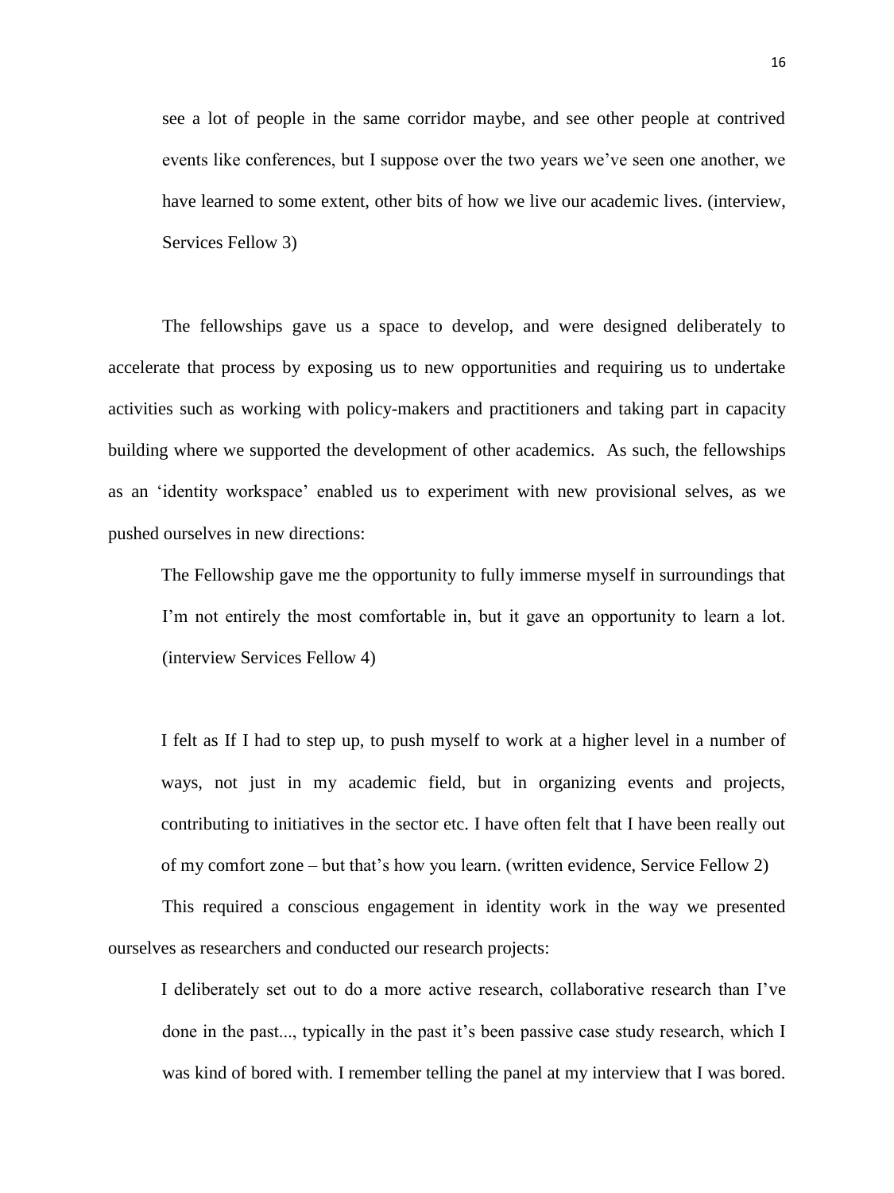> see a lot of people in the same corridor maybe, and see other people at contrived events like conferences, but I suppose over the two years we've seen one another, we have learned to some extent, other bits of how we live our academic lives. (interview, Services Fellow 3)

The fellowships gave us a space to develop, and were designed deliberately to accelerate that process by exposing us to new opportunities and requiring us to undertake activities such as working with policy-makers and practitioners and taking part in capacity building where we supported the development of other academics. As such, the fellowships as an 'identity workspace' enabled us to experiment with new provisional selves, as we pushed ourselves in new directions:

> The Fellowship gave me the opportunity to fully immerse myself in surroundings that I'm not entirely the most comfortable in, but it gave an opportunity to learn a lot. (interview Services Fellow 4)

> I felt as If I had to step up, to push myself to work at a higher level in a number of ways, not just in my academic field, but in organizing events and projects, contributing to initiatives in the sector etc. I have often felt that I have been really out of my comfort zone – but that's how you learn. (written evidence, Service Fellow 2)

This required a conscious engagement in identity work in the way we presented ourselves as researchers and conducted our research projects:

> I deliberately set out to do a more active research, collaborative research than I've done in the past..., typically in the past it's been passive case study research, which I was kind of bored with. I remember telling the panel at my interview that I was bored.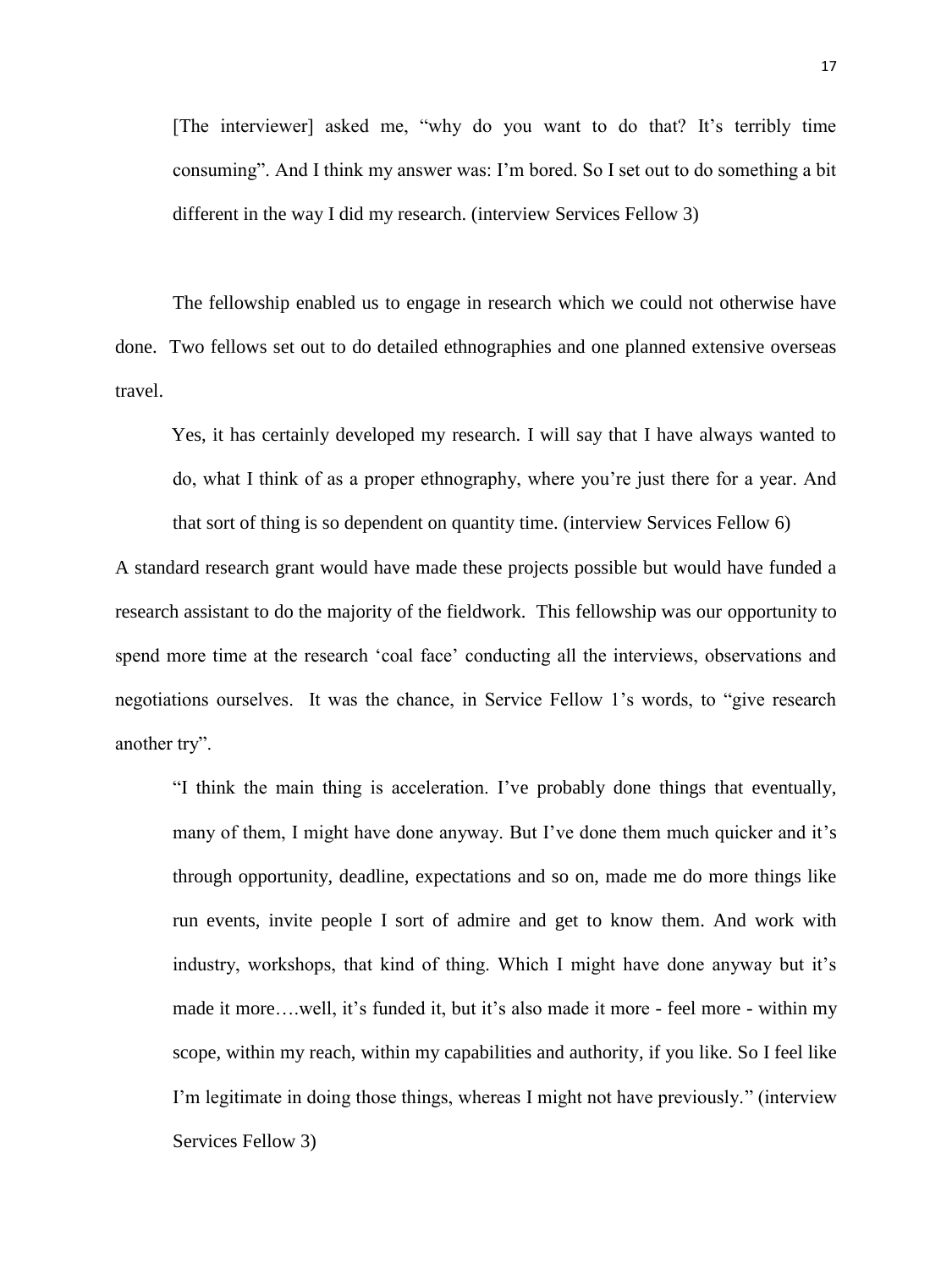> [The interviewer] asked me, "why do you want to do that? It's terribly time consuming". And I think my answer was: I'm bored. So I set out to do something a bit different in the way I did my research. (interview Services Fellow 3)

The fellowship enabled us to engage in research which we could not otherwise have done. Two fellows set out to do detailed ethnographies and one planned extensive overseas travel.

> Yes, it has certainly developed my research. I will say that I have always wanted to do, what I think of as a proper ethnography, where you're just there for a year. And that sort of thing is so dependent on quantity time. (interview Services Fellow 6)

A standard research grant would have made these projects possible but would have funded a research assistant to do the majority of the fieldwork. This fellowship was our opportunity to spend more time at the research 'coal face' conducting all the interviews, observations and negotiations ourselves. It was the chance, in Service Fellow 1's words, to "give research another try".

> "I think the main thing is acceleration. I've probably done things that eventually, many of them, I might have done anyway. But I've done them much quicker and it's through opportunity, deadline, expectations and so on, made me do more things like run events, invite people I sort of admire and get to know them. And work with industry, workshops, that kind of thing. Which I might have done anyway but it's made it more….well, it's funded it, but it's also made it more - feel more - within my scope, within my reach, within my capabilities and authority, if you like. So I feel like I'm legitimate in doing those things, whereas I might not have previously." (interview Services Fellow 3)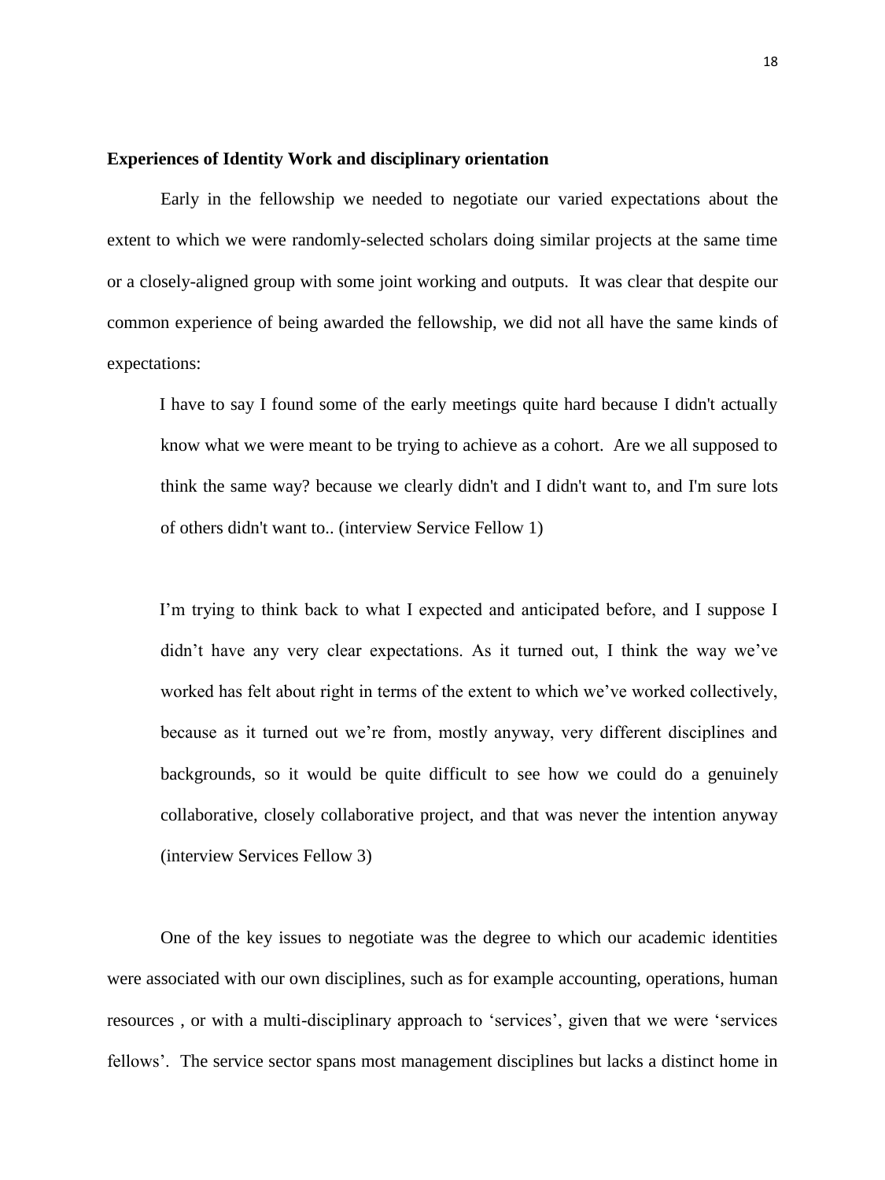### Experiences of Identity Work and disciplinary orientation

Early in the fellowship we needed to negotiate our varied expectations about the extent to which we were randomly-selected scholars doing similar projects at the same time or a closely-aligned group with some joint working and outputs. It was clear that despite our common experience of being awarded the fellowship, we did not all have the same kinds of expectations:

> I have to say I found some of the early meetings quite hard because I didn't actually know what we were meant to be trying to achieve as a cohort. Are we all supposed to think the same way? because we clearly didn't and I didn't want to, and I'm sure lots of others didn't want to.. (interview Service Fellow 1)

> I'm trying to think back to what I expected and anticipated before, and I suppose I didn't have any very clear expectations. As it turned out, I think the way we've worked has felt about right in terms of the extent to which we've worked collectively, because as it turned out we're from, mostly anyway, very different disciplines and backgrounds, so it would be quite difficult to see how we could do a genuinely collaborative, closely collaborative project, and that was never the intention anyway (interview Services Fellow 3)

One of the key issues to negotiate was the degree to which our academic identities were associated with our own disciplines, such as for example accounting, operations, human resources , or with a multi-disciplinary approach to 'services', given that we were 'services fellows'. The service sector spans most management disciplines but lacks a distinct home in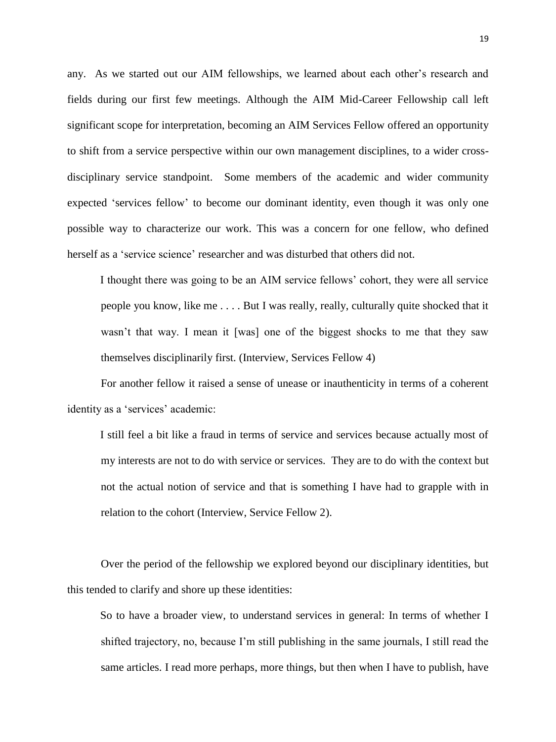any. As we started out our AIM fellowships, we learned about each other's research and fields during our first few meetings. Although the AIM Mid-Career Fellowship call left significant scope for interpretation, becoming an AIM Services Fellow offered an opportunity to shift from a service perspective within our own management disciplines, to a wider cross-disciplinary service standpoint. Some members of the academic and wider community expected 'services fellow' to become our dominant identity, even though it was only one possible way to characterize our work. This was a concern for one fellow, who defined herself as a 'service science' researcher and was disturbed that others did not.

> I thought there was going to be an AIM service fellows' cohort, they were all service people you know, like me . . . . But I was really, really, culturally quite shocked that it wasn't that way. I mean it [was] one of the biggest shocks to me that they saw themselves disciplinarily first. (Interview, Services Fellow 4)

For another fellow it raised a sense of unease or inauthenticity in terms of a coherent identity as a 'services' academic:

> I still feel a bit like a fraud in terms of service and services because actually most of my interests are not to do with service or services. They are to do with the context but not the actual notion of service and that is something I have had to grapple with in relation to the cohort (Interview, Service Fellow 2).

Over the period of the fellowship we explored beyond our disciplinary identities, but this tended to clarify and shore up these identities:

> So to have a broader view, to understand services in general: In terms of whether I shifted trajectory, no, because I'm still publishing in the same journals, I still read the same articles. I read more perhaps, more things, but then when I have to publish, have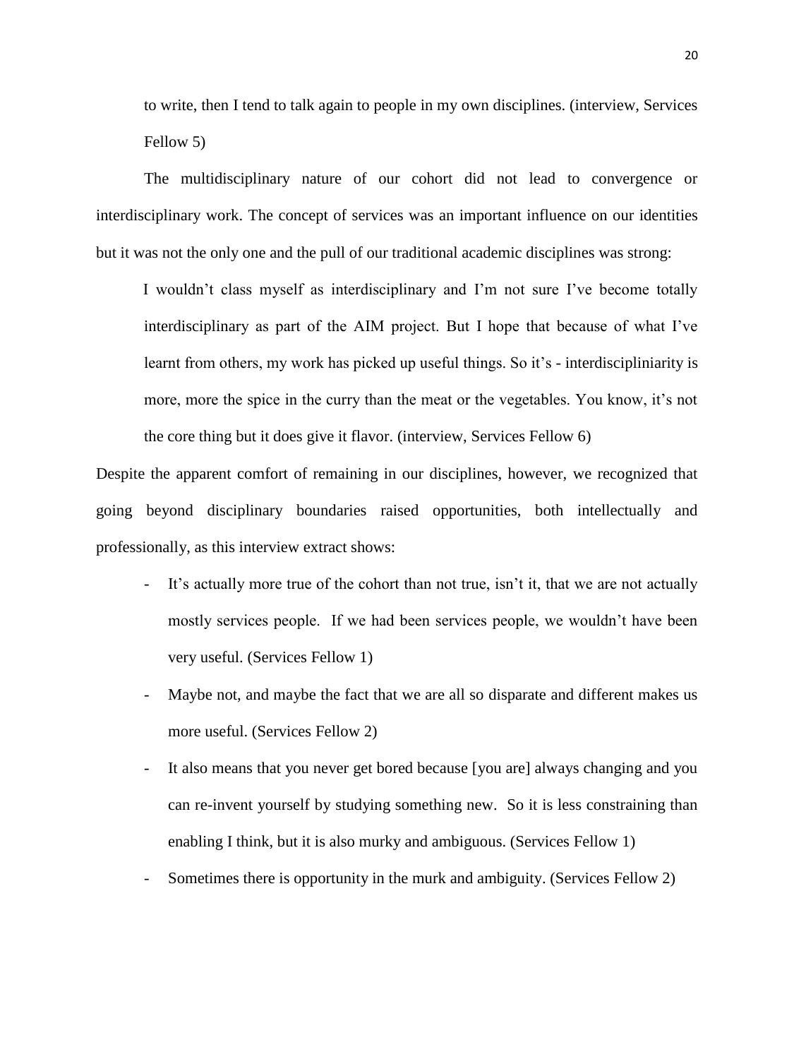to write, then I tend to talk again to people in my own disciplines. (interview, Services Fellow 5)

The multidisciplinary nature of our cohort did not lead to convergence or interdisciplinary work. The concept of services was an important influence on our identities but it was not the only one and the pull of our traditional academic disciplines was strong:

> I wouldn't class myself as interdisciplinary and I'm not sure I've become totally interdisciplinary as part of the AIM project. But I hope that because of what I've learnt from others, my work has picked up useful things. So it's - interdisciplinarity is more, more the spice in the curry than the meat or the vegetables. You know, it's not the core thing but it does give it flavor. (interview, Services Fellow 6)

Despite the apparent comfort of remaining in our disciplines, however, we recognized that going beyond disciplinary boundaries raised opportunities, both intellectually and professionally, as this interview extract shows:

- It's actually more true of the cohort than not true, isn't it, that we are not actually mostly services people. If we had been services people, we wouldn't have been very useful. (Services Fellow 1)
- Maybe not, and maybe the fact that we are all so disparate and different makes us more useful. (Services Fellow 2)
- It also means that you never get bored because [you are] always changing and you can re-invent yourself by studying something new. So it is less constraining than enabling I think, but it is also murky and ambiguous. (Services Fellow 1)
- Sometimes there is opportunity in the murk and ambiguity. (Services Fellow 2)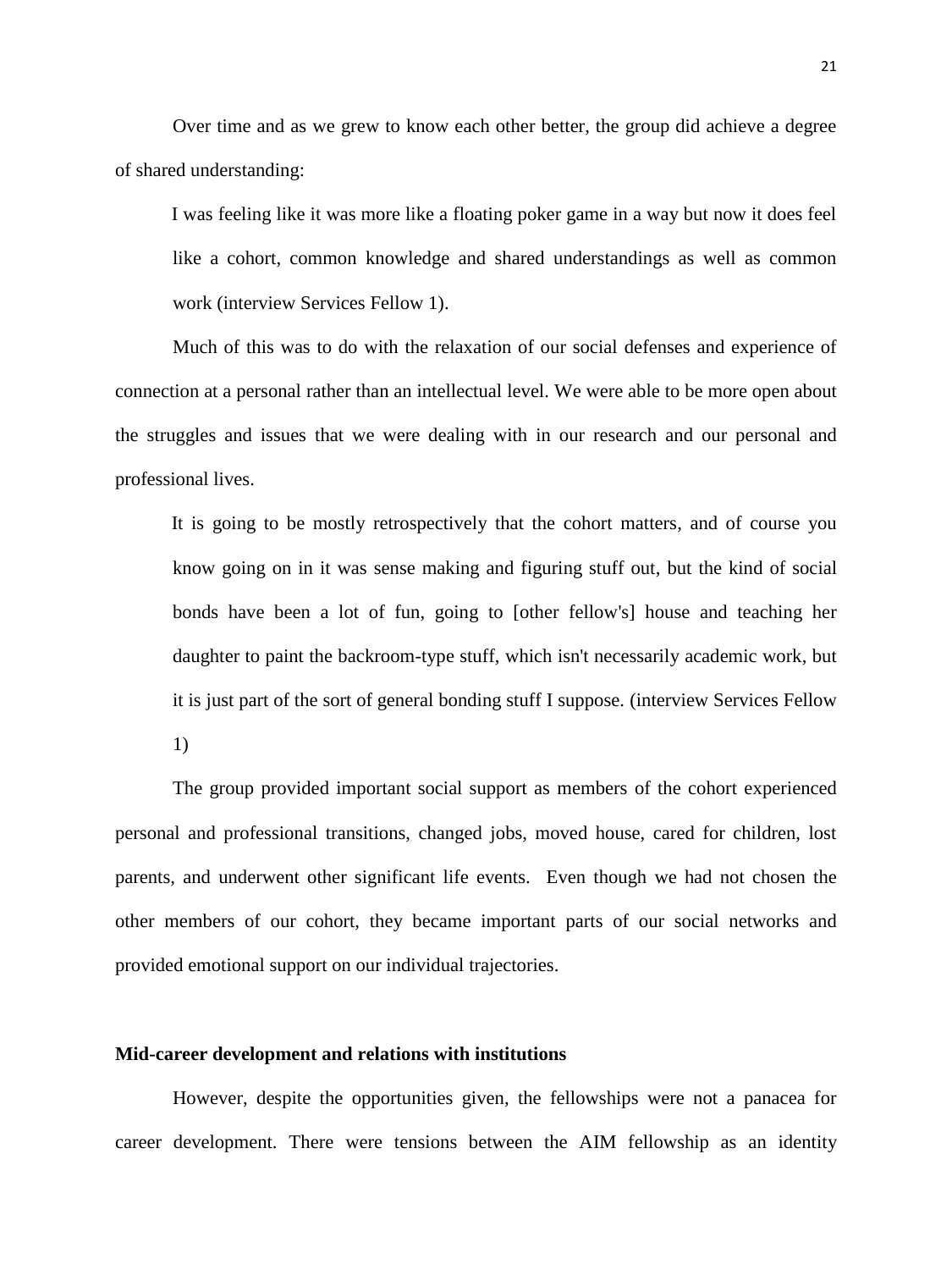Over time and as we grew to know each other better, the group did achieve a degree of shared understanding:

> I was feeling like it was more like a floating poker game in a way but now it does feel like a cohort, common knowledge and shared understandings as well as common work (interview Services Fellow 1).

Much of this was to do with the relaxation of our social defenses and experience of connection at a personal rather than an intellectual level. We were able to be more open about the struggles and issues that we were dealing with in our research and our personal and professional lives.

> It is going to be mostly retrospectively that the cohort matters, and of course you know going on in it was sense making and figuring stuff out, but the kind of social bonds have been a lot of fun, going to [other fellow's] house and teaching her daughter to paint the backroom-type stuff, which isn't necessarily academic work, but it is just part of the sort of general bonding stuff I suppose. (interview Services Fellow 1)

The group provided important social support as members of the cohort experienced personal and professional transitions, changed jobs, moved house, cared for children, lost parents, and underwent other significant life events. Even though we had not chosen the other members of our cohort, they became important parts of our social networks and provided emotional support on our individual trajectories.

**Mid-career development and relations with institutions**

However, despite the opportunities given, the fellowships were not a panacea for career development. There were tensions between the AIM fellowship as an identity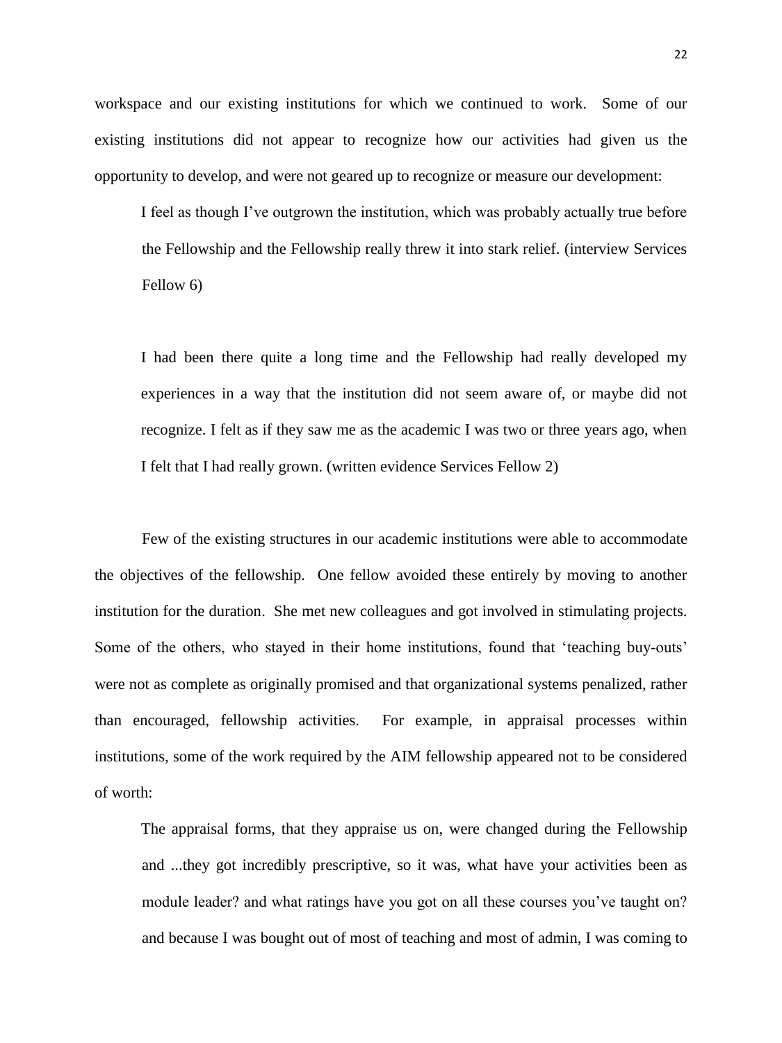workspace and our existing institutions for which we continued to work. Some of our existing institutions did not appear to recognize how our activities had given us the opportunity to develop, and were not geared up to recognize or measure our development:

> I feel as though I've outgrown the institution, which was probably actually true before the Fellowship and the Fellowship really threw it into stark relief. (interview Services Fellow 6)

> I had been there quite a long time and the Fellowship had really developed my experiences in a way that the institution did not seem aware of, or maybe did not recognize. I felt as if they saw me as the academic I was two or three years ago, when I felt that I had really grown. (written evidence Services Fellow 2)

Few of the existing structures in our academic institutions were able to accommodate the objectives of the fellowship. One fellow avoided these entirely by moving to another institution for the duration. She met new colleagues and got involved in stimulating projects. Some of the others, who stayed in their home institutions, found that 'teaching buy-outs' were not as complete as originally promised and that organizational systems penalized, rather than encouraged, fellowship activities. For example, in appraisal processes within institutions, some of the work required by the AIM fellowship appeared not to be considered of worth:

> The appraisal forms, that they appraise us on, were changed during the Fellowship and ...they got incredibly prescriptive, so it was, what have your activities been as module leader? and what ratings have you got on all these courses you've taught on? and because I was bought out of most of teaching and most of admin, I was coming to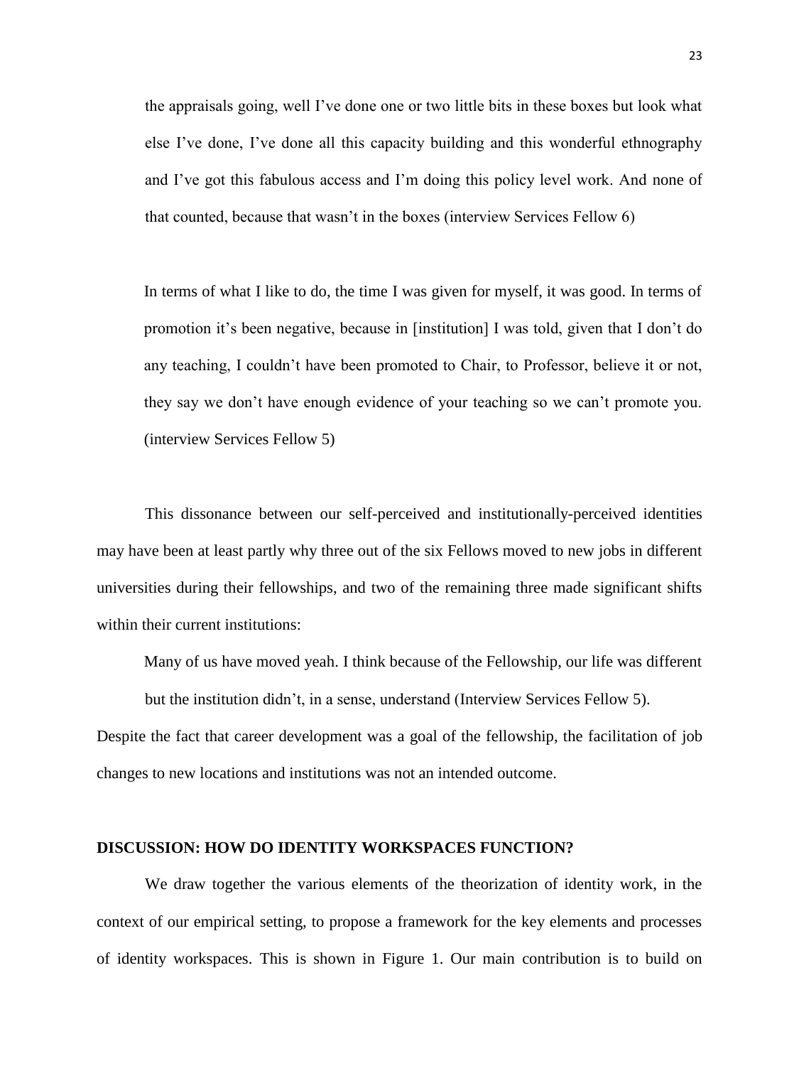> the appraisals going, well I've done one or two little bits in these boxes but look what else I've done, I've done all this capacity building and this wonderful ethnography and I've got this fabulous access and I'm doing this policy level work. And none of that counted, because that wasn't in the boxes (interview Services Fellow 6)

> In terms of what I like to do, the time I was given for myself, it was good. In terms of promotion it's been negative, because in [institution] I was told, given that I don't do any teaching, I couldn't have been promoted to Chair, to Professor, believe it or not, they say we don't have enough evidence of your teaching so we can't promote you. (interview Services Fellow 5)

This dissonance between our self-perceived and institutionally-perceived identities may have been at least partly why three out of the six Fellows moved to new jobs in different universities during their fellowships, and two of the remaining three made significant shifts within their current institutions:

> Many of us have moved yeah. I think because of the Fellowship, our life was different but the institution didn't, in a sense, understand (Interview Services Fellow 5).

Despite the fact that career development was a goal of the fellowship, the facilitation of job changes to new locations and institutions was not an intended outcome.

## DISCUSSION: HOW DO IDENTITY WORKSPACES FUNCTION?

We draw together the various elements of the theorization of identity work, in the context of our empirical setting, to propose a framework for the key elements and processes of identity workspaces. This is shown in Figure 1. Our main contribution is to build on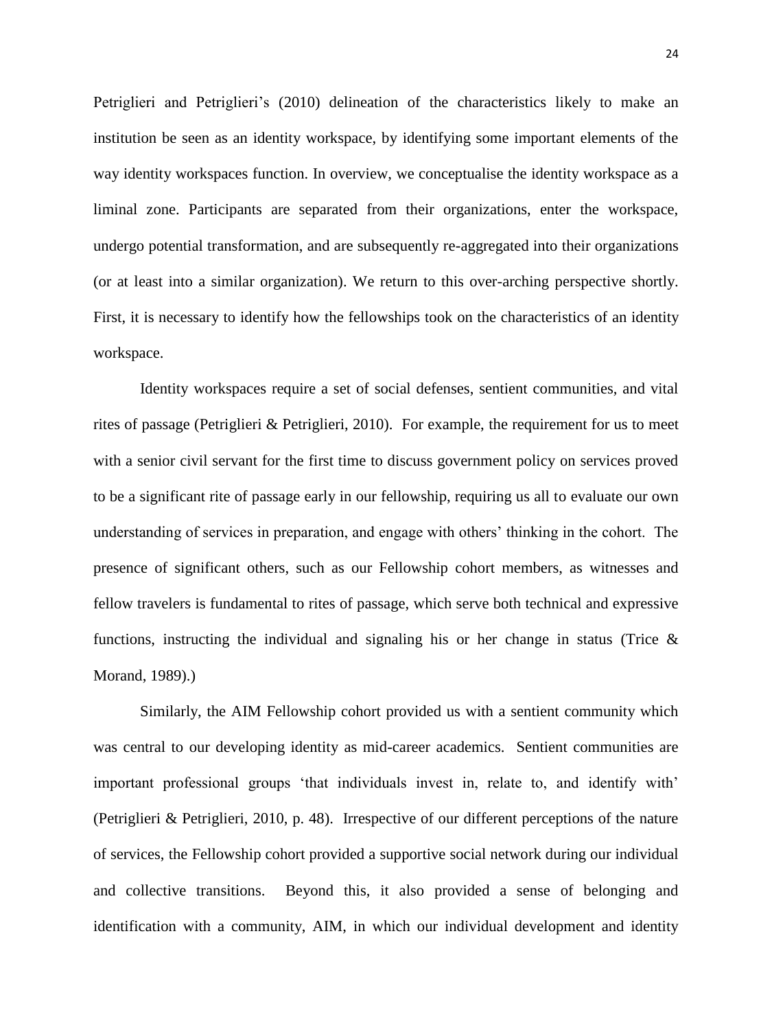Petriglieri and Petriglieri's (2010) delineation of the characteristics likely to make an institution be seen as an identity workspace, by identifying some important elements of the way identity workspaces function. In overview, we conceptualise the identity workspace as a liminal zone. Participants are separated from their organizations, enter the workspace, undergo potential transformation, and are subsequently re-aggregated into their organizations (or at least into a similar organization). We return to this over-arching perspective shortly. First, it is necessary to identify how the fellowships took on the characteristics of an identity workspace.

Identity workspaces require a set of social defenses, sentient communities, and vital rites of passage (Petriglieri & Petriglieri, 2010). For example, the requirement for us to meet with a senior civil servant for the first time to discuss government policy on services proved to be a significant rite of passage early in our fellowship, requiring us all to evaluate our own understanding of services in preparation, and engage with others' thinking in the cohort. The presence of significant others, such as our Fellowship cohort members, as witnesses and fellow travelers is fundamental to rites of passage, which serve both technical and expressive functions, instructing the individual and signaling his or her change in status (Trice & Morand, 1989).)

Similarly, the AIM Fellowship cohort provided us with a sentient community which was central to our developing identity as mid-career academics. Sentient communities are important professional groups 'that individuals invest in, relate to, and identify with' (Petriglieri & Petriglieri, 2010, p. 48). Irrespective of our different perceptions of the nature of services, the Fellowship cohort provided a supportive social network during our individual and collective transitions. Beyond this, it also provided a sense of belonging and identification with a community, AIM, in which our individual development and identity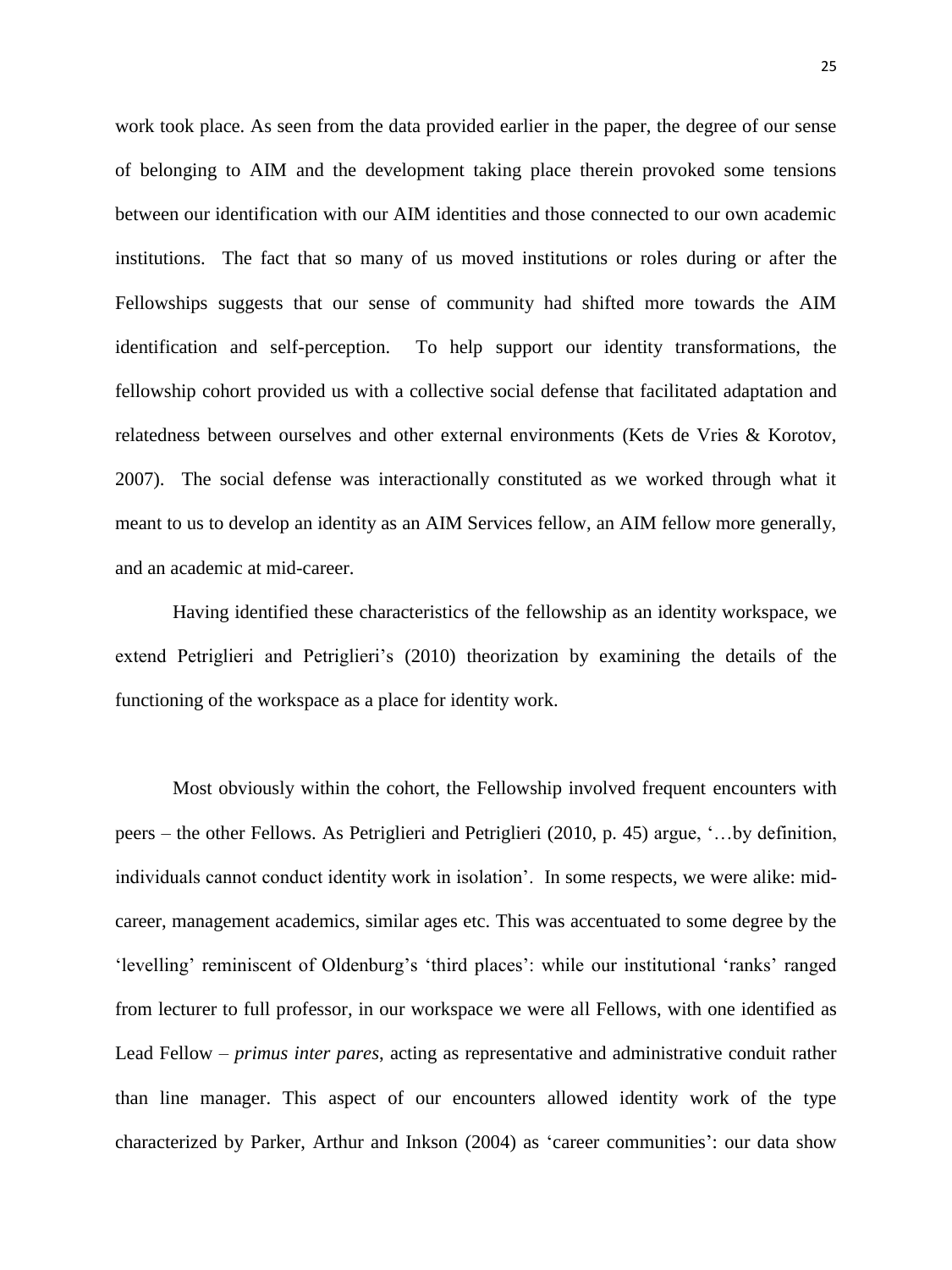work took place. As seen from the data provided earlier in the paper, the degree of our sense of belonging to AIM and the development taking place therein provoked some tensions between our identification with our AIM identities and those connected to our own academic institutions. The fact that so many of us moved institutions or roles during or after the Fellowships suggests that our sense of community had shifted more towards the AIM identification and self-perception. To help support our identity transformations, the fellowship cohort provided us with a collective social defense that facilitated adaptation and relatedness between ourselves and other external environments (Kets de Vries & Korotov, 2007). The social defense was interactionally constituted as we worked through what it meant to us to develop an identity as an AIM Services fellow, an AIM fellow more generally, and an academic at mid-career.

Having identified these characteristics of the fellowship as an identity workspace, we extend Petriglieri and Petriglieri's (2010) theorization by examining the details of the functioning of the workspace as a place for identity work.

Most obviously within the cohort, the Fellowship involved frequent encounters with peers – the other Fellows. As Petriglieri and Petriglieri (2010, p. 45) argue, '…by definition, individuals cannot conduct identity work in isolation'. In some respects, we were alike: mid-career, management academics, similar ages etc. This was accentuated to some degree by the 'levelling' reminiscent of Oldenburg's 'third places': while our institutional 'ranks' ranged from lecturer to full professor, in our workspace we were all Fellows, with one identified as Lead Fellow – *primus inter pares*, acting as representative and administrative conduit rather than line manager. This aspect of our encounters allowed identity work of the type characterized by Parker, Arthur and Inkson (2004) as 'career communities': our data show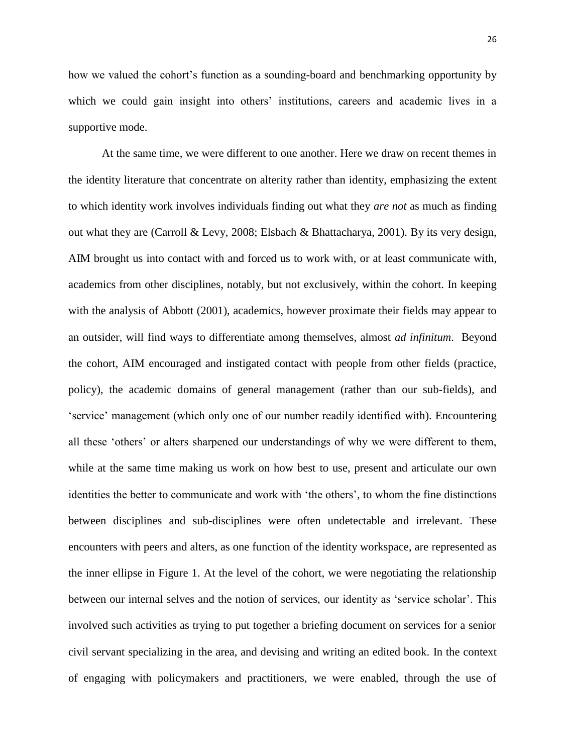how we valued the cohort's function as a sounding-board and benchmarking opportunity by which we could gain insight into others' institutions, careers and academic lives in a supportive mode.

At the same time, we were different to one another. Here we draw on recent themes in the identity literature that concentrate on alterity rather than identity, emphasizing the extent to which identity work involves individuals finding out what they *are not* as much as finding out what they are (Carroll & Levy, 2008; Elsbach & Bhattacharya, 2001). By its very design, AIM brought us into contact with and forced us to work with, or at least communicate with, academics from other disciplines, notably, but not exclusively, within the cohort. In keeping with the analysis of Abbott (2001), academics, however proximate their fields may appear to an outsider, will find ways to differentiate among themselves, almost *ad infinitum*. Beyond the cohort, AIM encouraged and instigated contact with people from other fields (practice, policy), the academic domains of general management (rather than our sub-fields), and 'service' management (which only one of our number readily identified with). Encountering all these 'others' or alters sharpened our understandings of why we were different to them, while at the same time making us work on how best to use, present and articulate our own identities the better to communicate and work with 'the others', to whom the fine distinctions between disciplines and sub-disciplines were often undetectable and irrelevant. These encounters with peers and alters, as one function of the identity workspace, are represented as the inner ellipse in Figure 1. At the level of the cohort, we were negotiating the relationship between our internal selves and the notion of services, our identity as 'service scholar'. This involved such activities as trying to put together a briefing document on services for a senior civil servant specializing in the area, and devising and writing an edited book. In the context of engaging with policymakers and practitioners, we were enabled, through the use of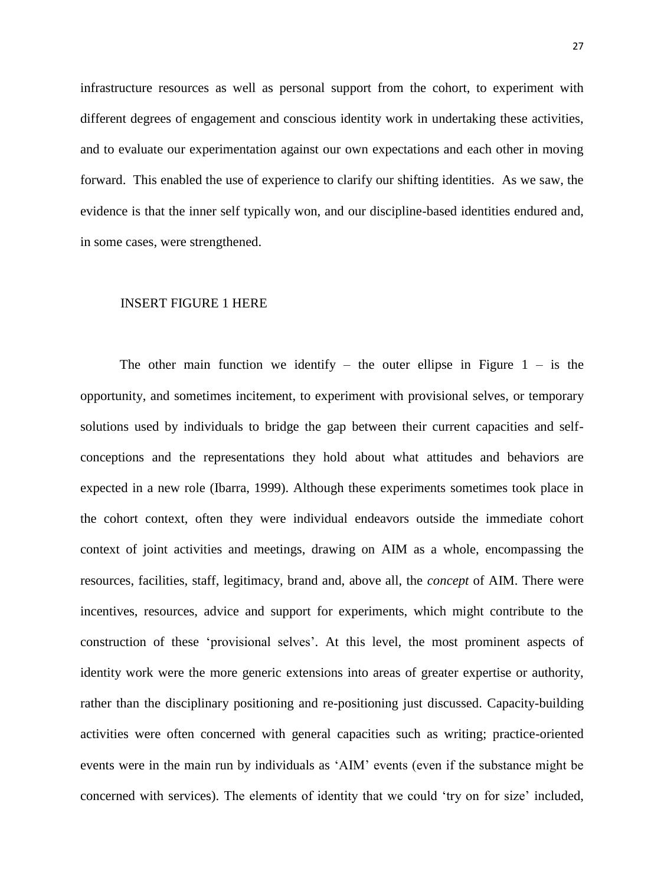infrastructure resources as well as personal support from the cohort, to experiment with different degrees of engagement and conscious identity work in undertaking these activities, and to evaluate our experimentation against our own expectations and each other in moving forward. This enabled the use of experience to clarify our shifting identities. As we saw, the evidence is that the inner self typically won, and our discipline-based identities endured and, in some cases, were strengthened.

INSERT FIGURE 1 HERE

The other main function we identify – the outer ellipse in Figure 1 – is the opportunity, and sometimes incitement, to experiment with provisional selves, or temporary solutions used by individuals to bridge the gap between their current capacities and self-conceptions and the representations they hold about what attitudes and behaviors are expected in a new role (Ibarra, 1999). Although these experiments sometimes took place in the cohort context, often they were individual endeavors outside the immediate cohort context of joint activities and meetings, drawing on AIM as a whole, encompassing the resources, facilities, staff, legitimacy, brand and, above all, the *concept* of AIM. There were incentives, resources, advice and support for experiments, which might contribute to the construction of these 'provisional selves'. At this level, the most prominent aspects of identity work were the more generic extensions into areas of greater expertise or authority, rather than the disciplinary positioning and re-positioning just discussed. Capacity-building activities were often concerned with general capacities such as writing; practice-oriented events were in the main run by individuals as 'AIM' events (even if the substance might be concerned with services). The elements of identity that we could 'try on for size' included,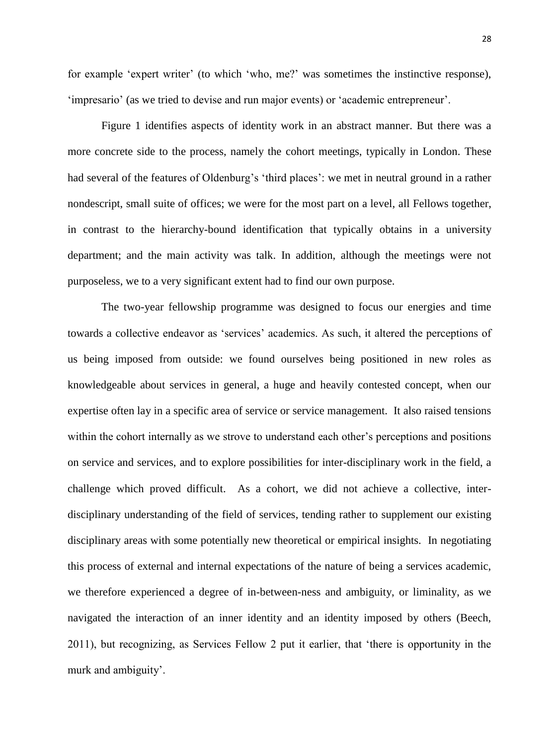for example 'expert writer' (to which 'who, me?' was sometimes the instinctive response), 'impresario' (as we tried to devise and run major events) or 'academic entrepreneur'.

Figure 1 identifies aspects of identity work in an abstract manner. But there was a more concrete side to the process, namely the cohort meetings, typically in London. These had several of the features of Oldenburg's 'third places': we met in neutral ground in a rather nondescript, small suite of offices; we were for the most part on a level, all Fellows together, in contrast to the hierarchy-bound identification that typically obtains in a university department; and the main activity was talk. In addition, although the meetings were not purposeless, we to a very significant extent had to find our own purpose.

The two-year fellowship programme was designed to focus our energies and time towards a collective endeavor as 'services' academics. As such, it altered the perceptions of us being imposed from outside: we found ourselves being positioned in new roles as knowledgeable about services in general, a huge and heavily contested concept, when our expertise often lay in a specific area of service or service management. It also raised tensions within the cohort internally as we strove to understand each other's perceptions and positions on service and services, and to explore possibilities for inter-disciplinary work in the field, a challenge which proved difficult. As a cohort, we did not achieve a collective, inter-disciplinary understanding of the field of services, tending rather to supplement our existing disciplinary areas with some potentially new theoretical or empirical insights. In negotiating this process of external and internal expectations of the nature of being a services academic, we therefore experienced a degree of in-between-ness and ambiguity, or liminality, as we navigated the interaction of an inner identity and an identity imposed by others (Beech, 2011), but recognizing, as Services Fellow 2 put it earlier, that 'there is opportunity in the murk and ambiguity'.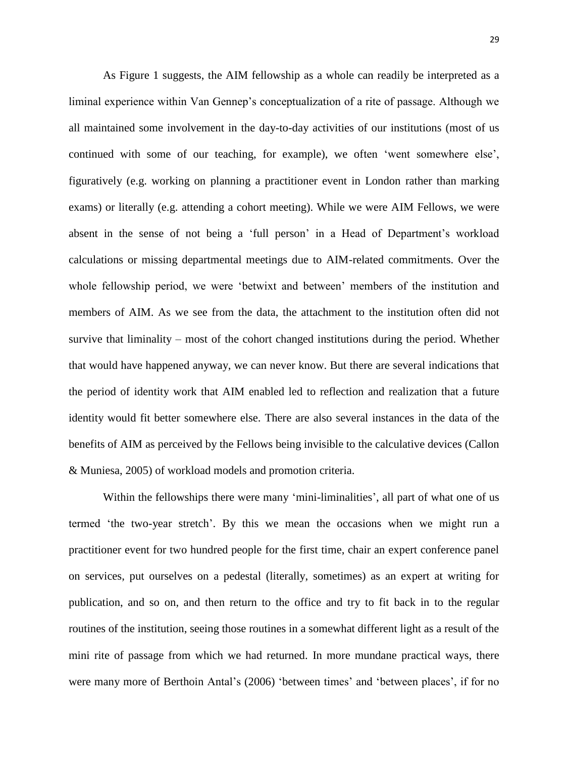As Figure 1 suggests, the AIM fellowship as a whole can readily be interpreted as a liminal experience within Van Gennep's conceptualization of a rite of passage. Although we all maintained some involvement in the day-to-day activities of our institutions (most of us continued with some of our teaching, for example), we often 'went somewhere else', figuratively (e.g. working on planning a practitioner event in London rather than marking exams) or literally (e.g. attending a cohort meeting). While we were AIM Fellows, we were absent in the sense of not being a 'full person' in a Head of Department's workload calculations or missing departmental meetings due to AIM-related commitments. Over the whole fellowship period, we were 'betwixt and between' members of the institution and members of AIM. As we see from the data, the attachment to the institution often did not survive that liminality – most of the cohort changed institutions during the period. Whether that would have happened anyway, we can never know. But there are several indications that the period of identity work that AIM enabled led to reflection and realization that a future identity would fit better somewhere else. There are also several instances in the data of the benefits of AIM as perceived by the Fellows being invisible to the calculative devices (Callon & Muniesa, 2005) of workload models and promotion criteria.

Within the fellowships there were many 'mini-liminalities', all part of what one of us termed 'the two-year stretch'. By this we mean the occasions when we might run a practitioner event for two hundred people for the first time, chair an expert conference panel on services, put ourselves on a pedestal (literally, sometimes) as an expert at writing for publication, and so on, and then return to the office and try to fit back in to the regular routines of the institution, seeing those routines in a somewhat different light as a result of the mini rite of passage from which we had returned. In more mundane practical ways, there were many more of Berthoin Antal's (2006) 'between times' and 'between places', if for no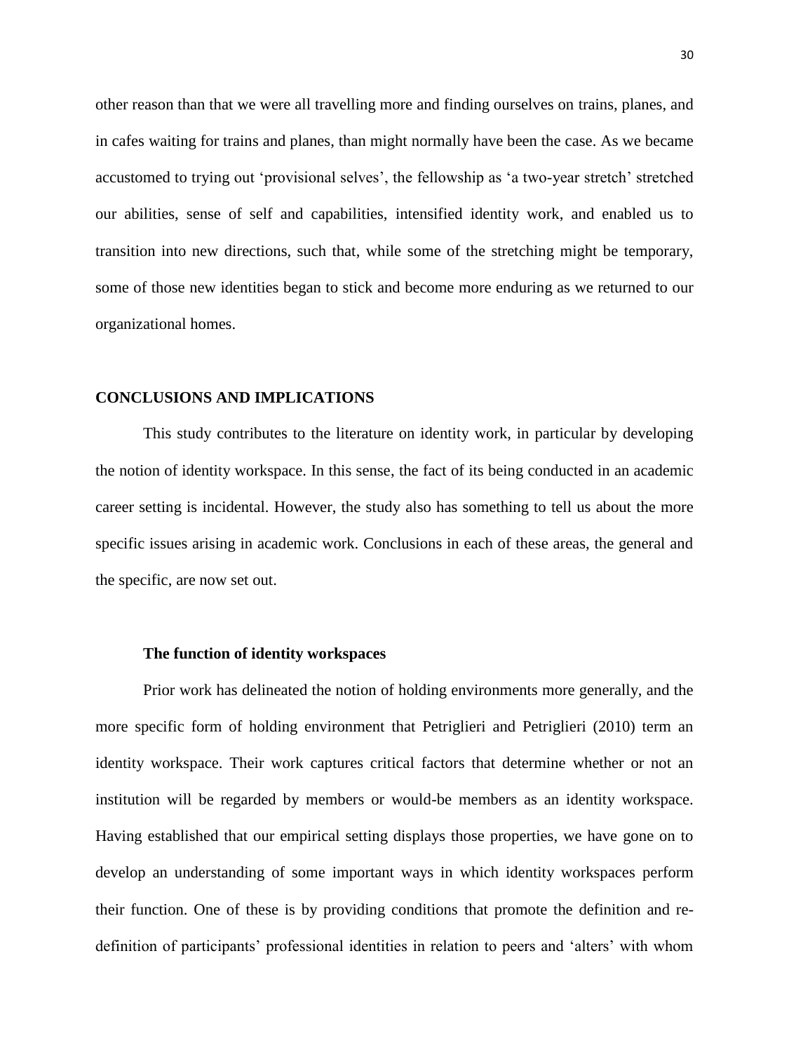other reason than that we were all travelling more and finding ourselves on trains, planes, and in cafes waiting for trains and planes, than might normally have been the case. As we became accustomed to trying out 'provisional selves', the fellowship as 'a two-year stretch' stretched our abilities, sense of self and capabilities, intensified identity work, and enabled us to transition into new directions, such that, while some of the stretching might be temporary, some of those new identities began to stick and become more enduring as we returned to our organizational homes.

## CONCLUSIONS AND IMPLICATIONS

This study contributes to the literature on identity work, in particular by developing the notion of identity workspace. In this sense, the fact of its being conducted in an academic career setting is incidental. However, the study also has something to tell us about the more specific issues arising in academic work. Conclusions in each of these areas, the general and the specific, are now set out.

### The function of identity workspaces

Prior work has delineated the notion of holding environments more generally, and the more specific form of holding environment that Petriglieri and Petriglieri (2010) term an identity workspace. Their work captures critical factors that determine whether or not an institution will be regarded by members or would-be members as an identity workspace. Having established that our empirical setting displays those properties, we have gone on to develop an understanding of some important ways in which identity workspaces perform their function. One of these is by providing conditions that promote the definition and re-definition of participants' professional identities in relation to peers and 'alters' with whom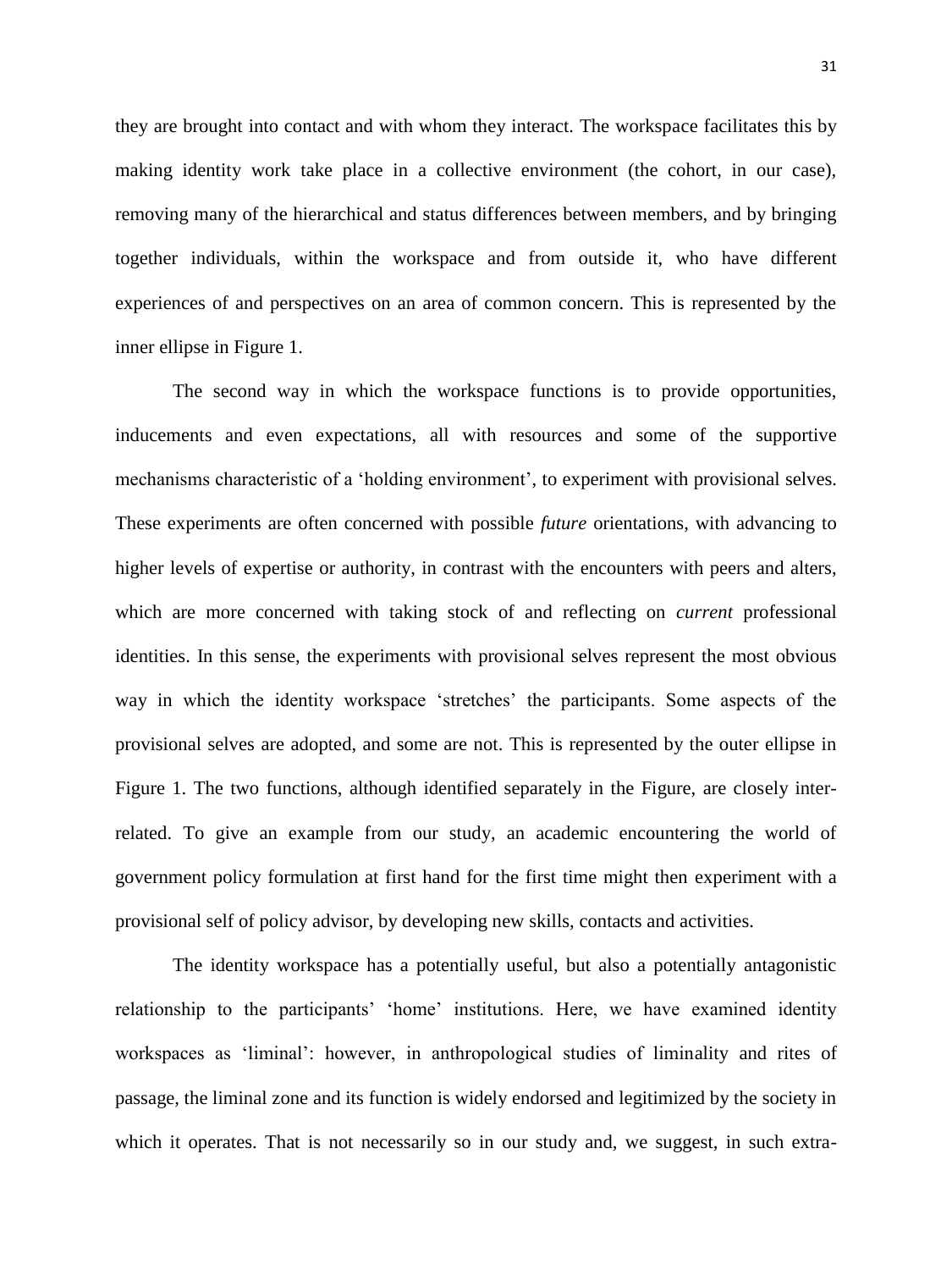they are brought into contact and with whom they interact. The workspace facilitates this by making identity work take place in a collective environment (the cohort, in our case), removing many of the hierarchical and status differences between members, and by bringing together individuals, within the workspace and from outside it, who have different experiences of and perspectives on an area of common concern. This is represented by the inner ellipse in Figure 1.

The second way in which the workspace functions is to provide opportunities, inducements and even expectations, all with resources and some of the supportive mechanisms characteristic of a 'holding environment', to experiment with provisional selves. These experiments are often concerned with possible *future* orientations, with advancing to higher levels of expertise or authority, in contrast with the encounters with peers and alters, which are more concerned with taking stock of and reflecting on *current* professional identities. In this sense, the experiments with provisional selves represent the most obvious way in which the identity workspace 'stretches' the participants. Some aspects of the provisional selves are adopted, and some are not. This is represented by the outer ellipse in Figure 1. The two functions, although identified separately in the Figure, are closely inter-related. To give an example from our study, an academic encountering the world of government policy formulation at first hand for the first time might then experiment with a provisional self of policy advisor, by developing new skills, contacts and activities.

The identity workspace has a potentially useful, but also a potentially antagonistic relationship to the participants' 'home' institutions. Here, we have examined identity workspaces as 'liminal': however, in anthropological studies of liminality and rites of passage, the liminal zone and its function is widely endorsed and legitimized by the society in which it operates. That is not necessarily so in our study and, we suggest, in such extra-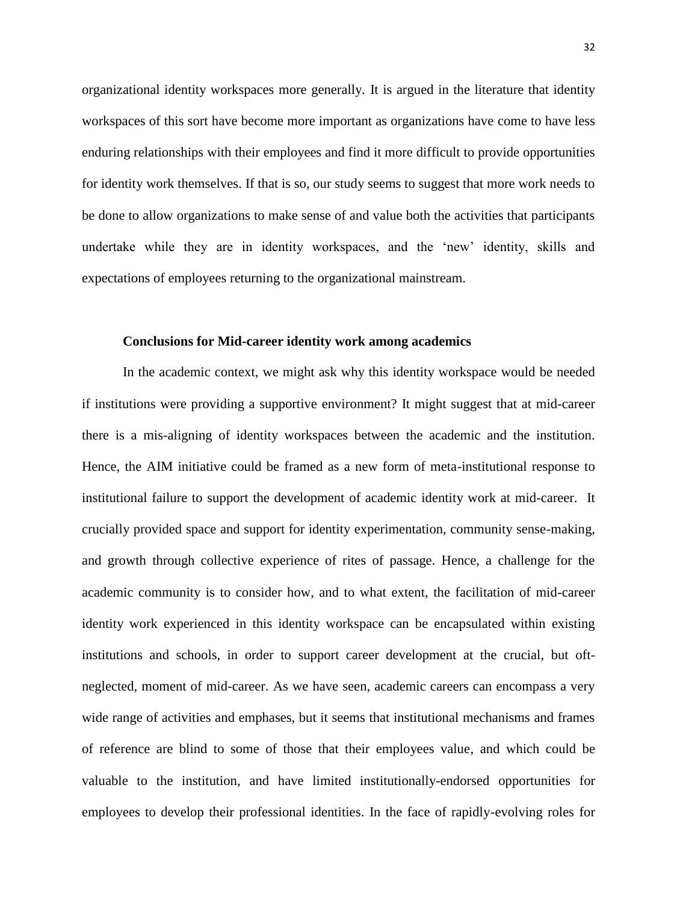organizational identity workspaces more generally. It is argued in the literature that identity workspaces of this sort have become more important as organizations have come to have less enduring relationships with their employees and find it more difficult to provide opportunities for identity work themselves. If that is so, our study seems to suggest that more work needs to be done to allow organizations to make sense of and value both the activities that participants undertake while they are in identity workspaces, and the 'new' identity, skills and expectations of employees returning to the organizational mainstream.

### Conclusions for Mid-career identity work among academics

In the academic context, we might ask why this identity workspace would be needed if institutions were providing a supportive environment? It might suggest that at mid-career there is a mis-aligning of identity workspaces between the academic and the institution. Hence, the AIM initiative could be framed as a new form of meta-institutional response to institutional failure to support the development of academic identity work at mid-career. It crucially provided space and support for identity experimentation, community sense-making, and growth through collective experience of rites of passage. Hence, a challenge for the academic community is to consider how, and to what extent, the facilitation of mid-career identity work experienced in this identity workspace can be encapsulated within existing institutions and schools, in order to support career development at the crucial, but oft-neglected, moment of mid-career. As we have seen, academic careers can encompass a very wide range of activities and emphases, but it seems that institutional mechanisms and frames of reference are blind to some of those that their employees value, and which could be valuable to the institution, and have limited institutionally-endorsed opportunities for employees to develop their professional identities. In the face of rapidly-evolving roles for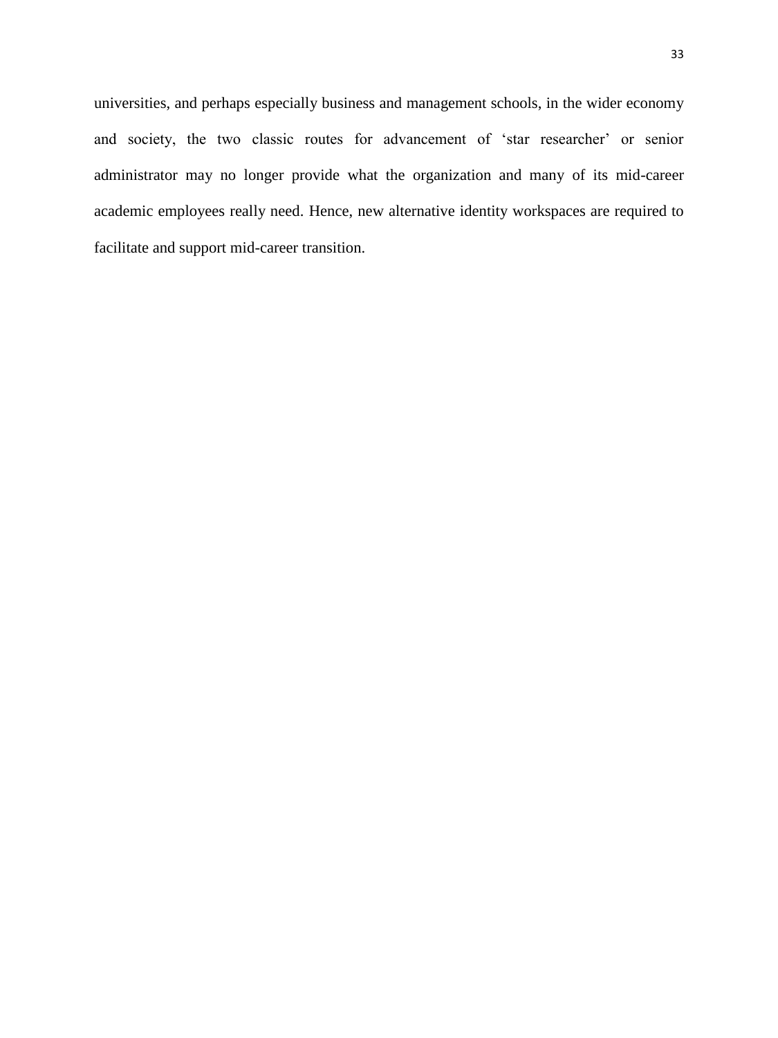universities, and perhaps especially business and management schools, in the wider economy and society, the two classic routes for advancement of 'star researcher' or senior administrator may no longer provide what the organization and many of its mid-career academic employees really need. Hence, new alternative identity workspaces are required to facilitate and support mid-career transition.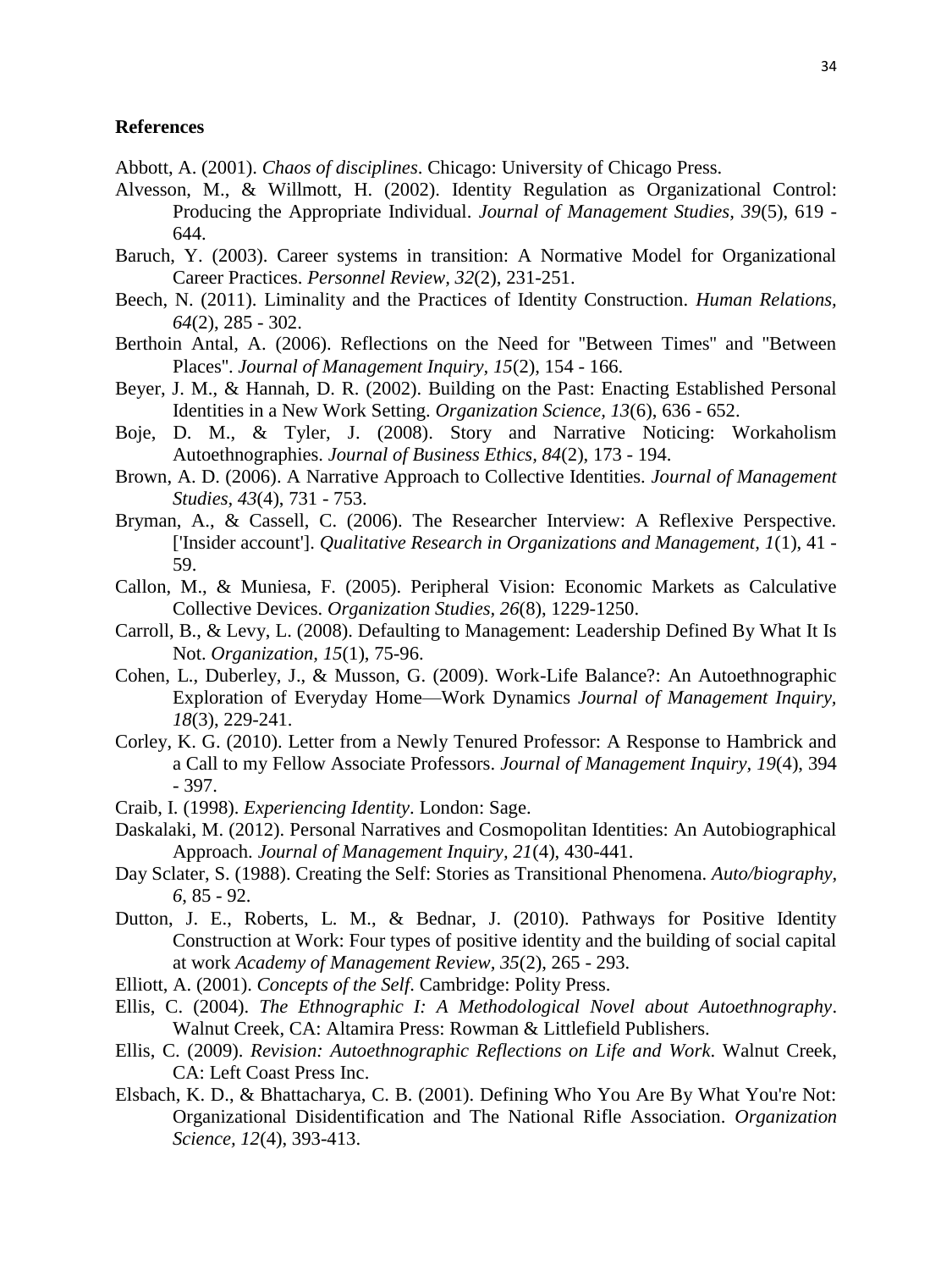## References

Abbott, A. (2001). *Chaos of disciplines*. Chicago: University of Chicago Press.

Alvesson, M., & Willmott, H. (2002). Identity Regulation as Organizational Control: Producing the Appropriate Individual. *Journal of Management Studies, 39*(5), 619 - 644.

Baruch, Y. (2003). Career systems in transition: A Normative Model for Organizational Career Practices. *Personnel Review, 32*(2), 231-251.

Beech, N. (2011). Liminality and the Practices of Identity Construction. *Human Relations, 64*(2), 285 - 302.

Berthoin Antal, A. (2006). Reflections on the Need for "Between Times" and "Between Places". *Journal of Management Inquiry, 15*(2), 154 - 166.

Beyer, J. M., & Hannah, D. R. (2002). Building on the Past: Enacting Established Personal Identities in a New Work Setting. *Organization Science, 13*(6), 636 - 652.

Boje, D. M., & Tyler, J. (2008). Story and Narrative Noticing: Workaholism Autoethnographies. *Journal of Business Ethics, 84*(2), 173 - 194.

Brown, A. D. (2006). A Narrative Approach to Collective Identities. *Journal of Management Studies, 43*(4), 731 - 753.

Bryman, A., & Cassell, C. (2006). The Researcher Interview: A Reflexive Perspective. ['Insider account']. *Qualitative Research in Organizations and Management, 1*(1), 41 - 59.

Callon, M., & Muniesa, F. (2005). Peripheral Vision: Economic Markets as Calculative Collective Devices. *Organization Studies, 26*(8), 1229-1250.

Carroll, B., & Levy, L. (2008). Defaulting to Management: Leadership Defined By What It Is Not. *Organization, 15*(1), 75-96.

Cohen, L., Duberley, J., & Musson, G. (2009). Work-Life Balance?: An Autoethnographic Exploration of Everyday Home—Work Dynamics *Journal of Management Inquiry, 18*(3), 229-241.

Corley, K. G. (2010). Letter from a Newly Tenured Professor: A Response to Hambrick and a Call to my Fellow Associate Professors. *Journal of Management Inquiry, 19*(4), 394 - 397.

Craib, I. (1998). *Experiencing Identity*. London: Sage.

Daskalaki, M. (2012). Personal Narratives and Cosmopolitan Identities: An Autobiographical Approach. *Journal of Management Inquiry, 21*(4), 430-441.

Day Sclater, S. (1988). Creating the Self: Stories as Transitional Phenomena. *Auto/biography, 6*, 85 - 92.

Dutton, J. E., Roberts, L. M., & Bednar, J. (2010). Pathways for Positive Identity Construction at Work: Four types of positive identity and the building of social capital at work *Academy of Management Review, 35*(2), 265 - 293.

Elliott, A. (2001). *Concepts of the Self*. Cambridge: Polity Press.

Ellis, C. (2004). *The Ethnographic I: A Methodological Novel about Autoethnography*. Walnut Creek, CA: Altamira Press: Rowman & Littlefield Publishers.

Ellis, C. (2009). *Revision: Autoethnographic Reflections on Life and Work*. Walnut Creek, CA: Left Coast Press Inc.

Elsbach, K. D., & Bhattacharya, C. B. (2001). Defining Who You Are By What You're Not: Organizational Disidentification and The National Rifle Association. *Organization Science, 12*(4), 393-413.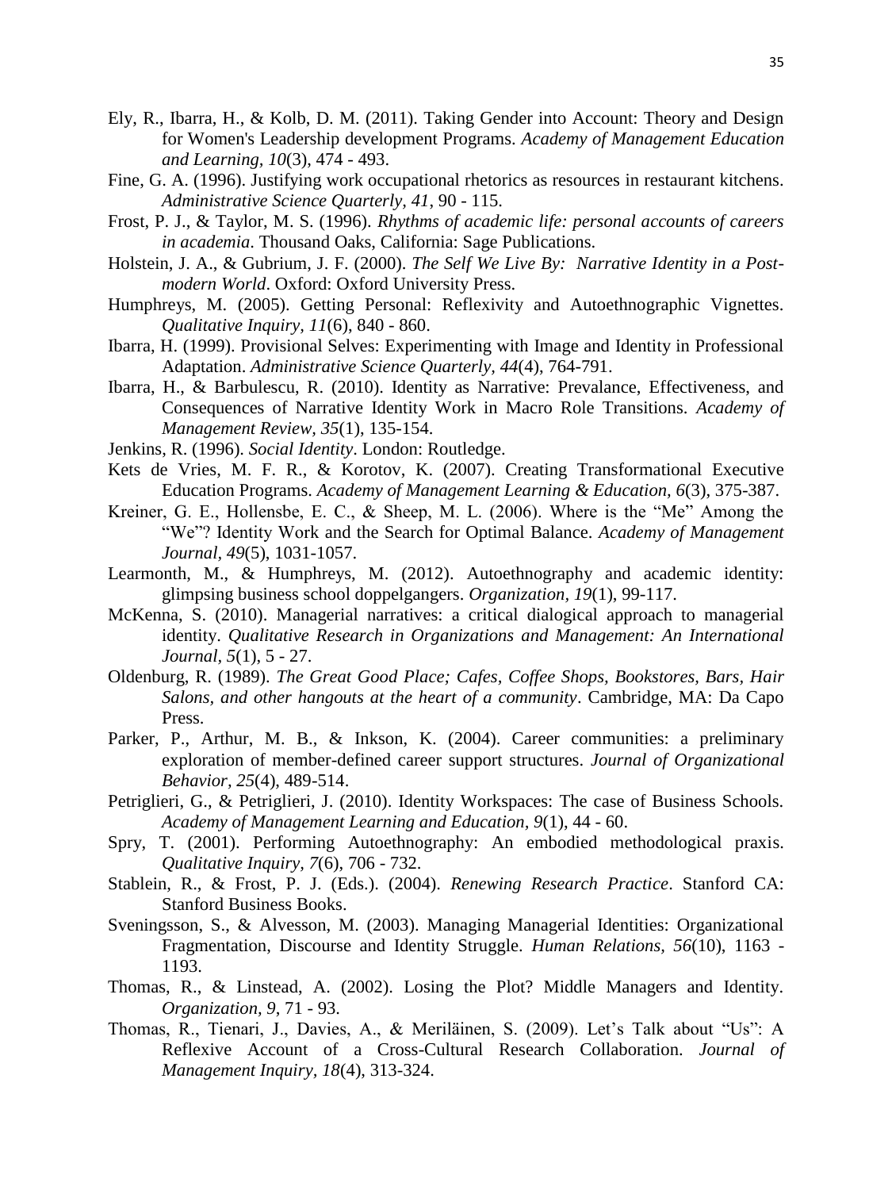Ely, R., Ibarra, H., & Kolb, D. M. (2011). Taking Gender into Account: Theory and Design for Women's Leadership development Programs. *Academy of Management Education and Learning, 10*(3), 474 - 493.

Fine, G. A. (1996). Justifying work occupational rhetorics as resources in restaurant kitchens. *Administrative Science Quarterly, 41*, 90 - 115.

Frost, P. J., & Taylor, M. S. (1996). *Rhythms of academic life: personal accounts of careers in academia*. Thousand Oaks, California: Sage Publications.

Holstein, J. A., & Gubrium, J. F. (2000). *The Self We Live By: Narrative Identity in a Post-modern World*. Oxford: Oxford University Press.

Humphreys, M. (2005). Getting Personal: Reflexivity and Autoethnographic Vignettes. *Qualitative Inquiry, 11*(6), 840 - 860.

Ibarra, H. (1999). Provisional Selves: Experimenting with Image and Identity in Professional Adaptation. *Administrative Science Quarterly, 44*(4), 764-791.

Ibarra, H., & Barbulescu, R. (2010). Identity as Narrative: Prevalance, Effectiveness, and Consequences of Narrative Identity Work in Macro Role Transitions. *Academy of Management Review, 35*(1), 135-154.

Jenkins, R. (1996). *Social Identity*. London: Routledge.

Kets de Vries, M. F. R., & Korotov, K. (2007). Creating Transformational Executive Education Programs. *Academy of Management Learning & Education, 6*(3), 375-387.

Kreiner, G. E., Hollensbe, E. C., & Sheep, M. L. (2006). Where is the "Me" Among the "We"? Identity Work and the Search for Optimal Balance. *Academy of Management Journal, 49*(5), 1031-1057.

Learmonth, M., & Humphreys, M. (2012). Autoethnography and academic identity: glimpsing business school doppelgangers. *Organization, 19*(1), 99-117.

McKenna, S. (2010). Managerial narratives: a critical dialogical approach to managerial identity. *Qualitative Research in Organizations and Management: An International Journal, 5*(1), 5 - 27.

Oldenburg, R. (1989). *The Great Good Place; Cafes, Coffee Shops, Bookstores, Bars, Hair Salons, and other hangouts at the heart of a community*. Cambridge, MA: Da Capo Press.

Parker, P., Arthur, M. B., & Inkson, K. (2004). Career communities: a preliminary exploration of member-defined career support structures. *Journal of Organizational Behavior, 25*(4), 489-514.

Petriglieri, G., & Petriglieri, J. (2010). Identity Workspaces: The case of Business Schools. *Academy of Management Learning and Education, 9*(1), 44 - 60.

Spry, T. (2001). Performing Autoethnography: An embodied methodological praxis. *Qualitative Inquiry, 7*(6), 706 - 732.

Stablein, R., & Frost, P. J. (Eds.). (2004). *Renewing Research Practice*. Stanford CA: Stanford Business Books.

Sveningsson, S., & Alvesson, M. (2003). Managing Managerial Identities: Organizational Fragmentation, Discourse and Identity Struggle. *Human Relations, 56*(10), 1163 - 1193.

Thomas, R., & Linstead, A. (2002). Losing the Plot? Middle Managers and Identity. *Organization, 9*, 71 - 93.

Thomas, R., Tienari, J., Davies, A., & Meriläinen, S. (2009). Let's Talk about "Us": A Reflexive Account of a Cross-Cultural Research Collaboration. *Journal of Management Inquiry, 18*(4), 313-324.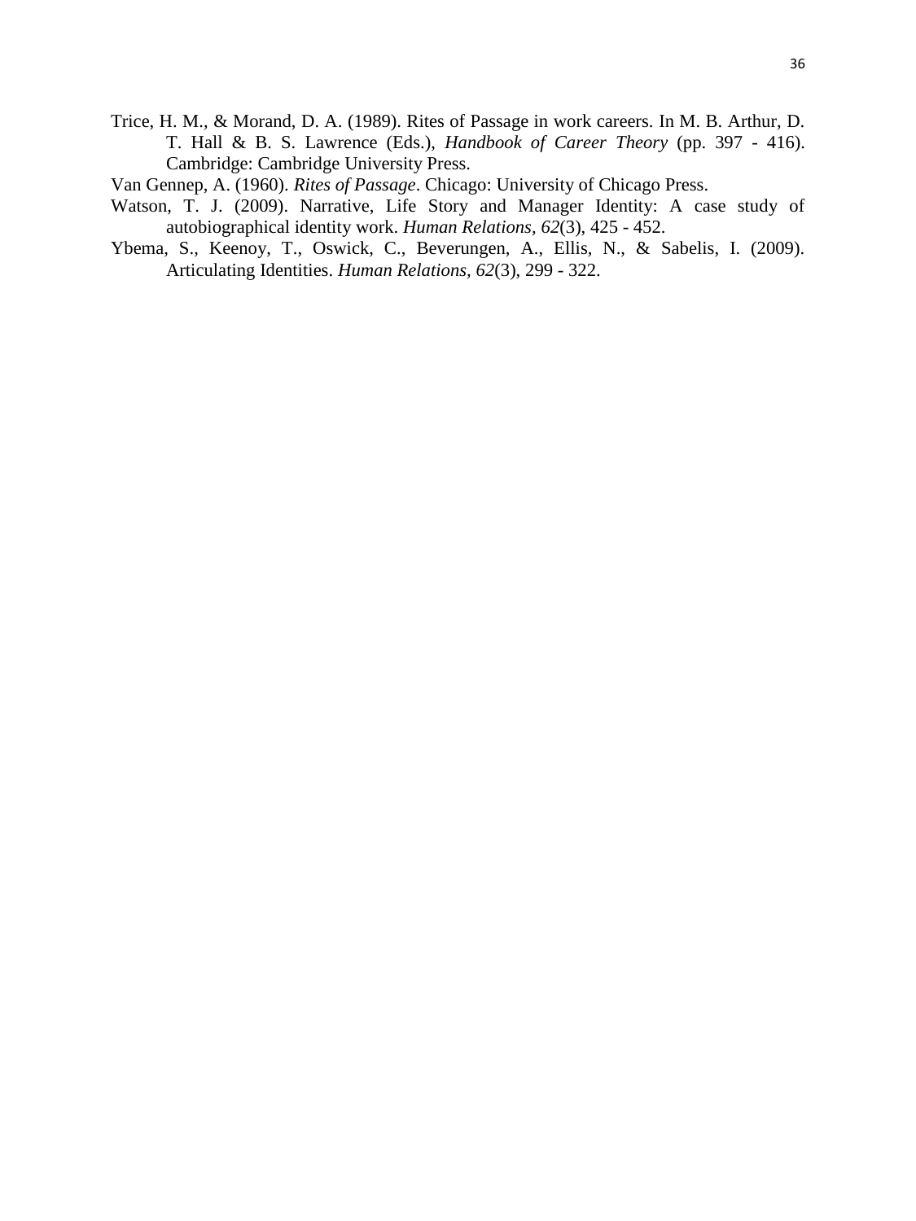Trice, H. M., & Morand, D. A. (1989). Rites of Passage in work careers. In M. B. Arthur, D. T. Hall & B. S. Lawrence (Eds.), *Handbook of Career Theory* (pp. 397 - 416). Cambridge: Cambridge University Press.

Van Gennep, A. (1960). *Rites of Passage*. Chicago: University of Chicago Press.

Watson, T. J. (2009). Narrative, Life Story and Manager Identity: A case study of autobiographical identity work. *Human Relations, 62*(3), 425 - 452.

Ybema, S., Keenoy, T., Oswick, C., Beverungen, A., Ellis, N., & Sabelis, I. (2009). Articulating Identities. *Human Relations, 62*(3), 299 - 322.